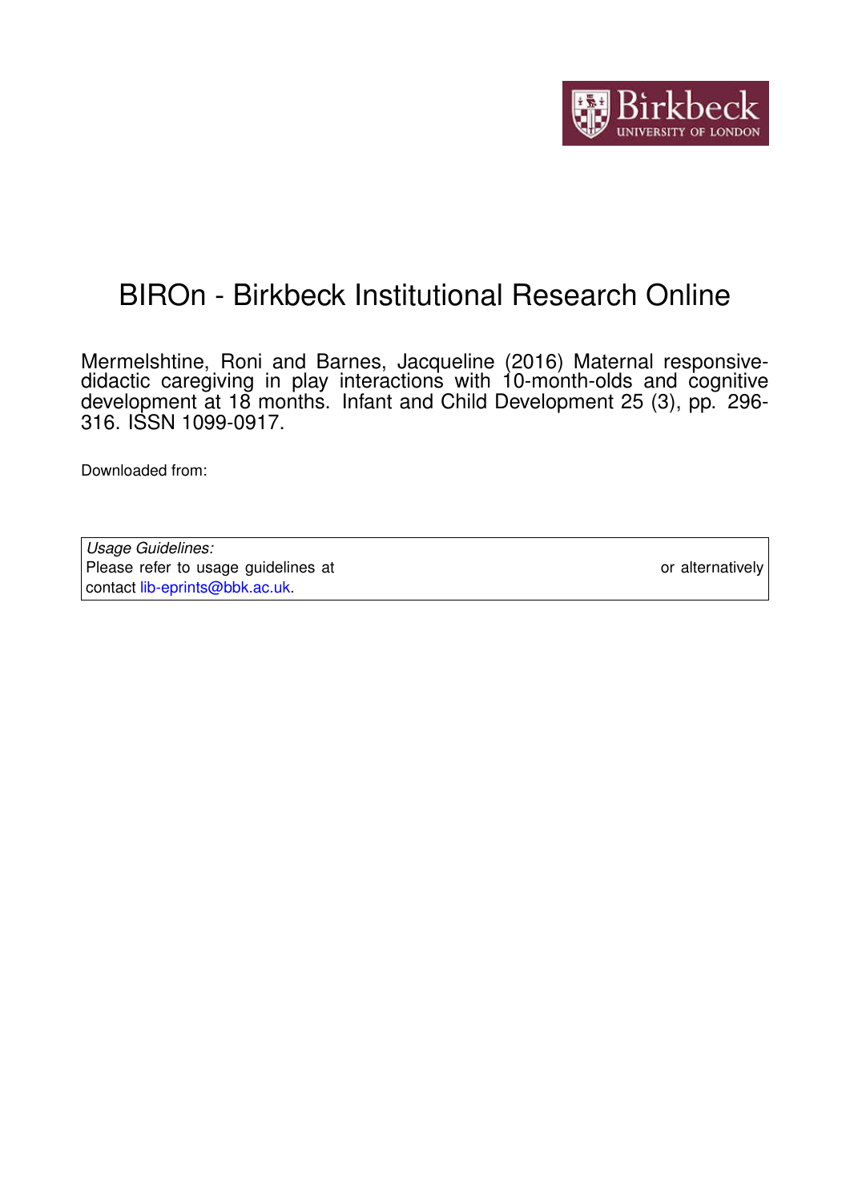# BIROn - Birkbeck Institutional Research Online

Mermelshtine, Roni and Barnes, Jacqueline (2016) Maternal responsive-didactic caregiving in play interactions with 10-month-olds and cognitive development at 18 months. Infant and Child Development 25 (3), pp. 296-316. ISSN 1099-0917.

Downloaded from:

| *Usage Guidelines:* Please refer to usage guidelines at or alternatively contact lib-eprints@bbk.ac.uk. |
|---|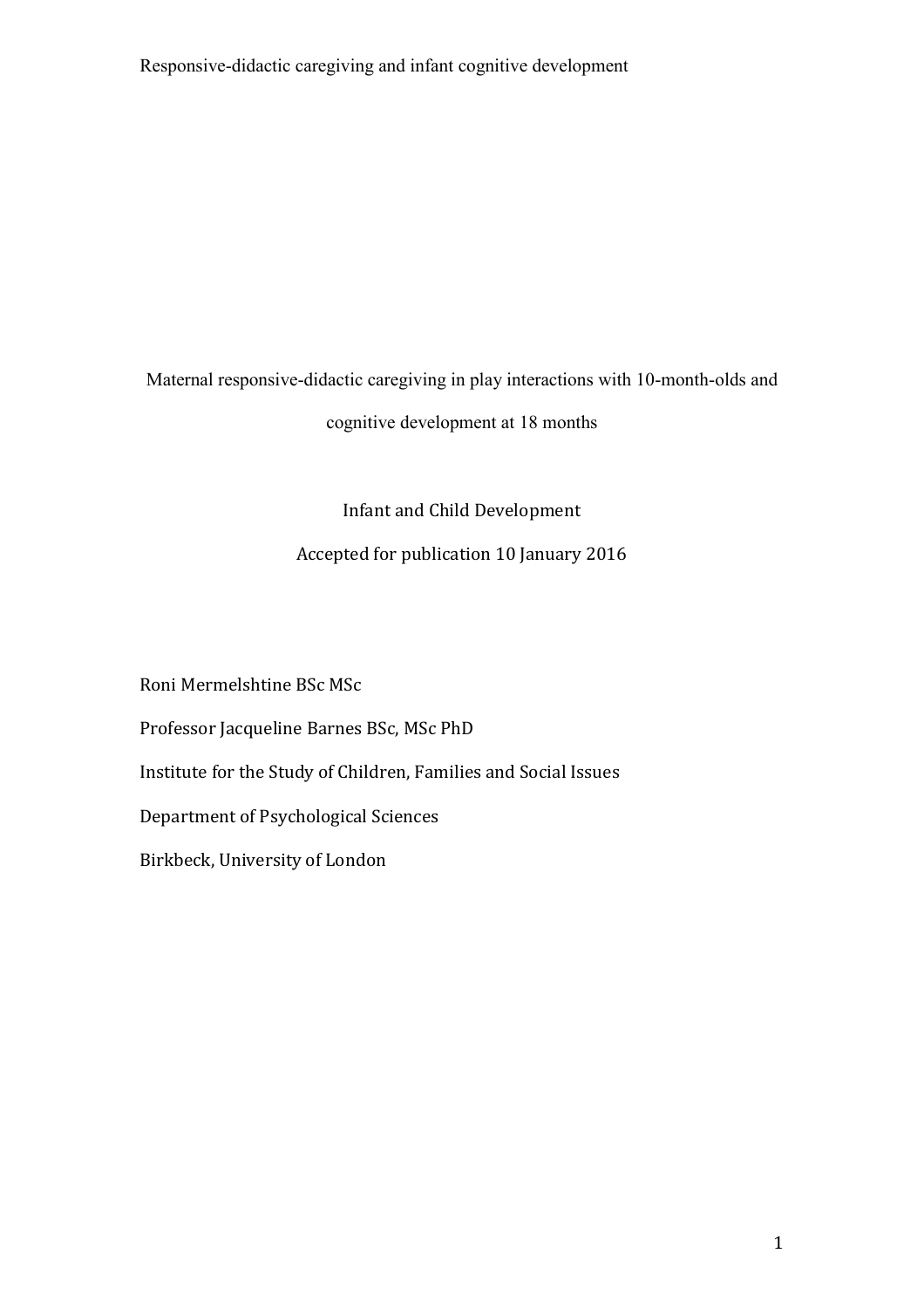Maternal responsive-didactic caregiving in play interactions with 10-month-olds and cognitive development at 18 months

Infant and Child Development

Accepted for publication 10 January 2016

Roni Mermelshtine BSc MSc

Professor Jacqueline Barnes BSc, MSc PhD

Institute for the Study of Children, Families and Social Issues

Department of Psychological Sciences

Birkbeck, University of London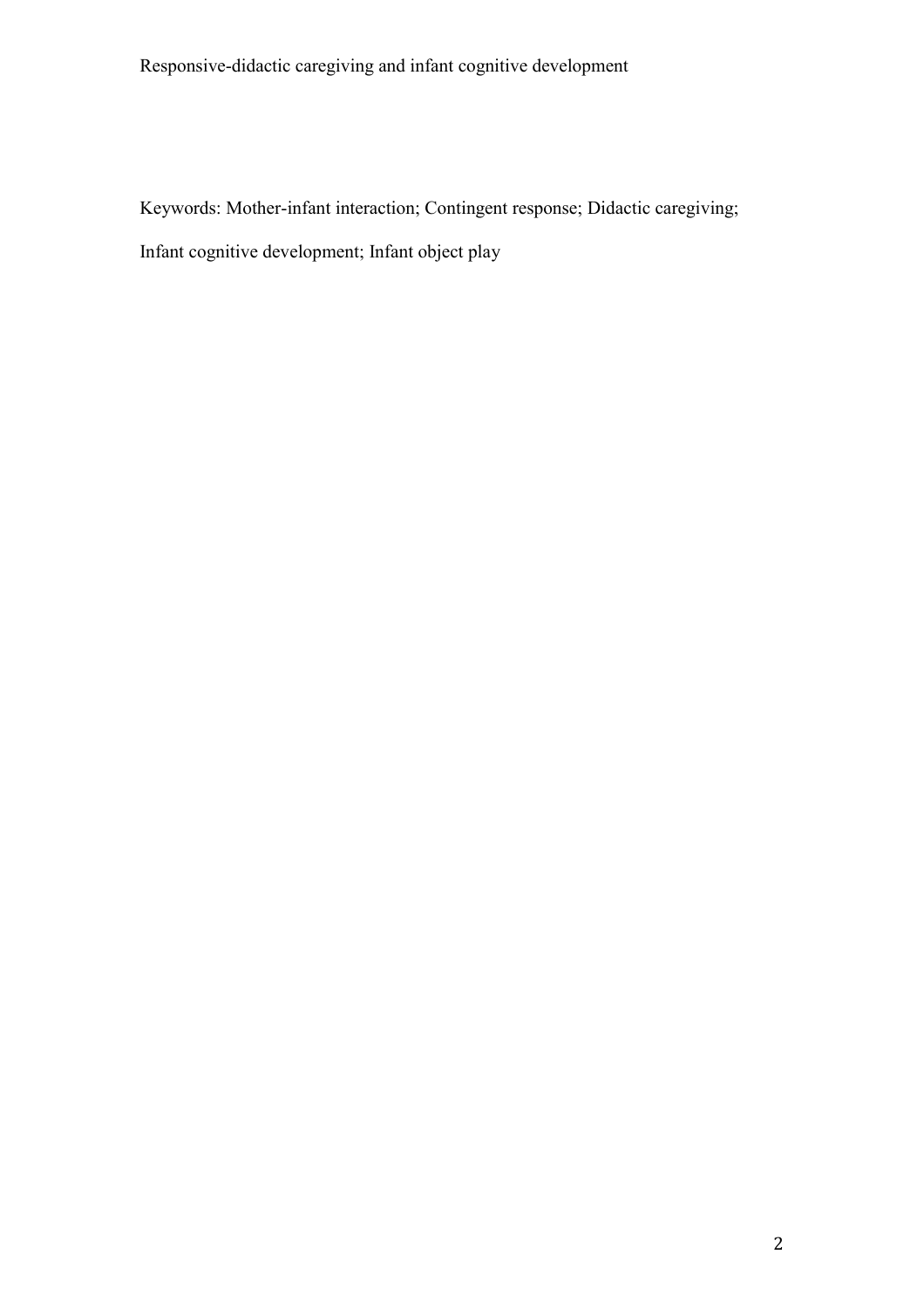Keywords: Mother-infant interaction; Contingent response; Didactic caregiving; Infant cognitive development; Infant object play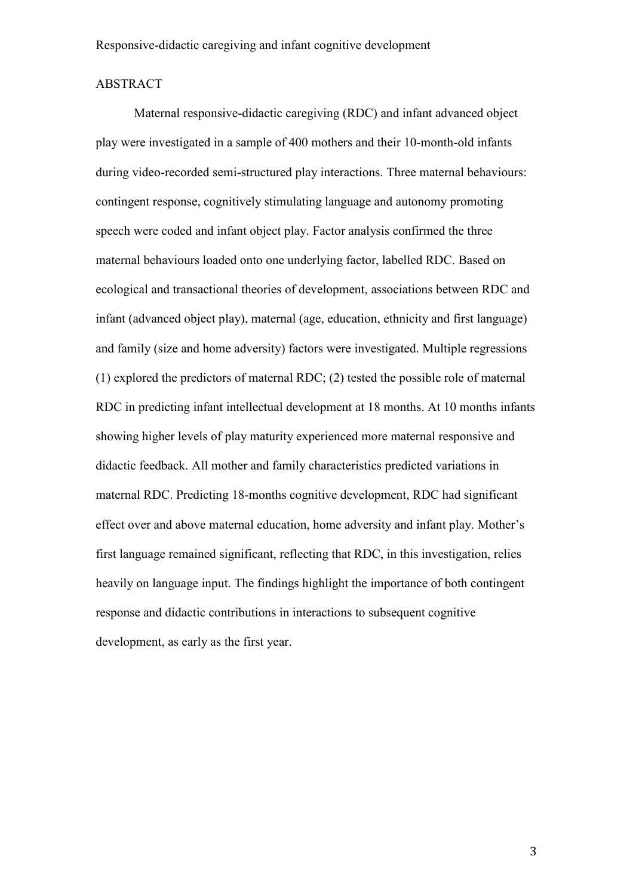## ABSTRACT

Maternal responsive-didactic caregiving (RDC) and infant advanced object play were investigated in a sample of 400 mothers and their 10-month-old infants during video-recorded semi-structured play interactions. Three maternal behaviours: contingent response, cognitively stimulating language and autonomy promoting speech were coded and infant object play. Factor analysis confirmed the three maternal behaviours loaded onto one underlying factor, labelled RDC. Based on ecological and transactional theories of development, associations between RDC and infant (advanced object play), maternal (age, education, ethnicity and first language) and family (size and home adversity) factors were investigated. Multiple regressions (1) explored the predictors of maternal RDC; (2) tested the possible role of maternal RDC in predicting infant intellectual development at 18 months. At 10 months infants showing higher levels of play maturity experienced more maternal responsive and didactic feedback. All mother and family characteristics predicted variations in maternal RDC. Predicting 18-months cognitive development, RDC had significant effect over and above maternal education, home adversity and infant play. Mother's first language remained significant, reflecting that RDC, in this investigation, relies heavily on language input. The findings highlight the importance of both contingent response and didactic contributions in interactions to subsequent cognitive development, as early as the first year.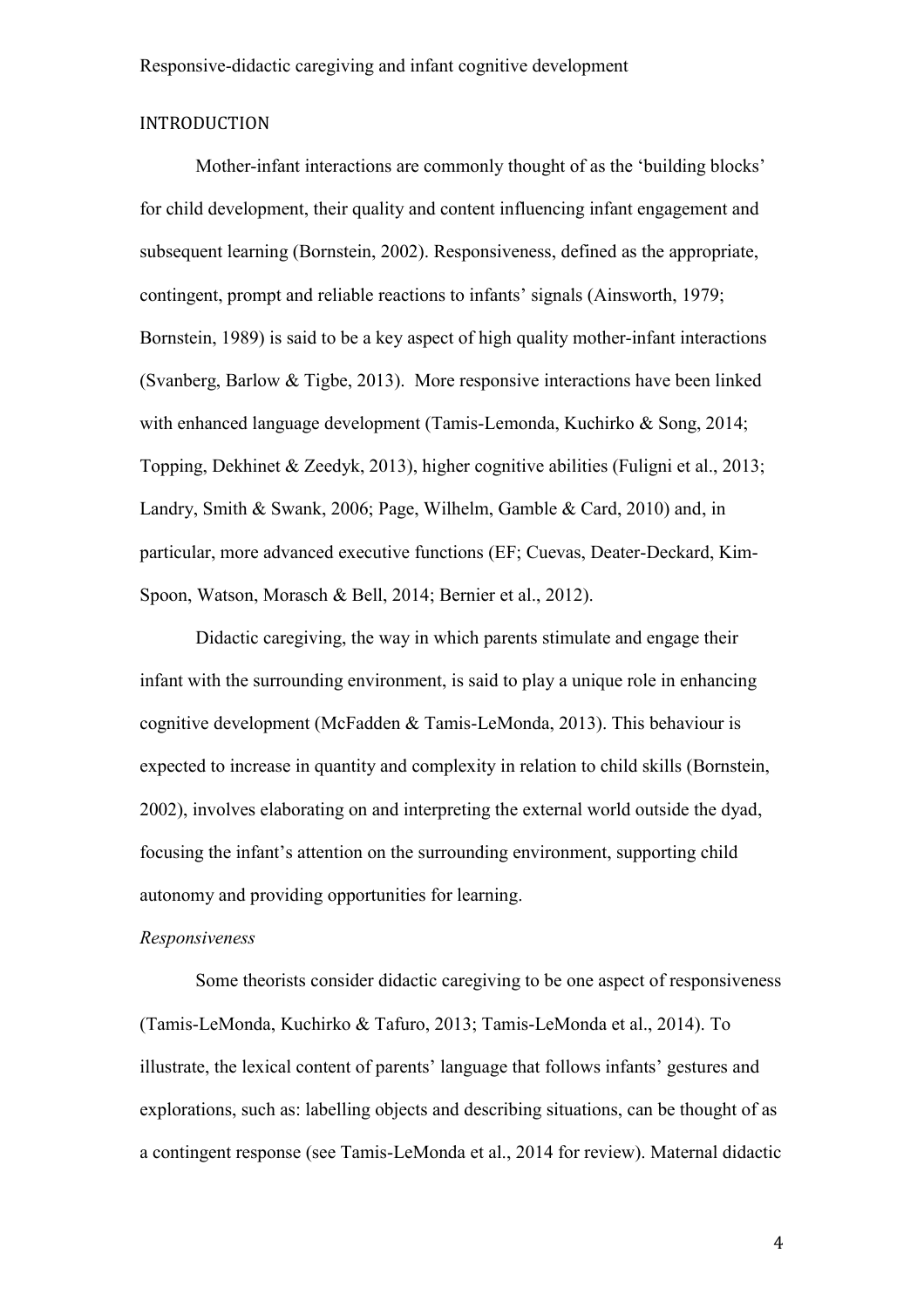## INTRODUCTION

Mother-infant interactions are commonly thought of as the 'building blocks' for child development, their quality and content influencing infant engagement and subsequent learning (Bornstein, 2002). Responsiveness, defined as the appropriate, contingent, prompt and reliable reactions to infants' signals (Ainsworth, 1979; Bornstein, 1989) is said to be a key aspect of high quality mother-infant interactions (Svanberg, Barlow & Tigbe, 2013). More responsive interactions have been linked with enhanced language development (Tamis-Lemonda, Kuchirko & Song, 2014; Topping, Dekhinet & Zeedyk, 2013), higher cognitive abilities (Fuligni et al., 2013; Landry, Smith & Swank, 2006; Page, Wilhelm, Gamble & Card, 2010) and, in particular, more advanced executive functions (EF; Cuevas, Deater-Deckard, Kim-Spoon, Watson, Morasch & Bell, 2014; Bernier et al., 2012).

Didactic caregiving, the way in which parents stimulate and engage their infant with the surrounding environment, is said to play a unique role in enhancing cognitive development (McFadden & Tamis-LeMonda, 2013). This behaviour is expected to increase in quantity and complexity in relation to child skills (Bornstein, 2002), involves elaborating on and interpreting the external world outside the dyad, focusing the infant's attention on the surrounding environment, supporting child autonomy and providing opportunities for learning.

### *Responsiveness*

Some theorists consider didactic caregiving to be one aspect of responsiveness (Tamis-LeMonda, Kuchirko & Tafuro, 2013; Tamis-LeMonda et al., 2014). To illustrate, the lexical content of parents' language that follows infants' gestures and explorations, such as: labelling objects and describing situations, can be thought of as a contingent response (see Tamis-LeMonda et al., 2014 for review). Maternal didactic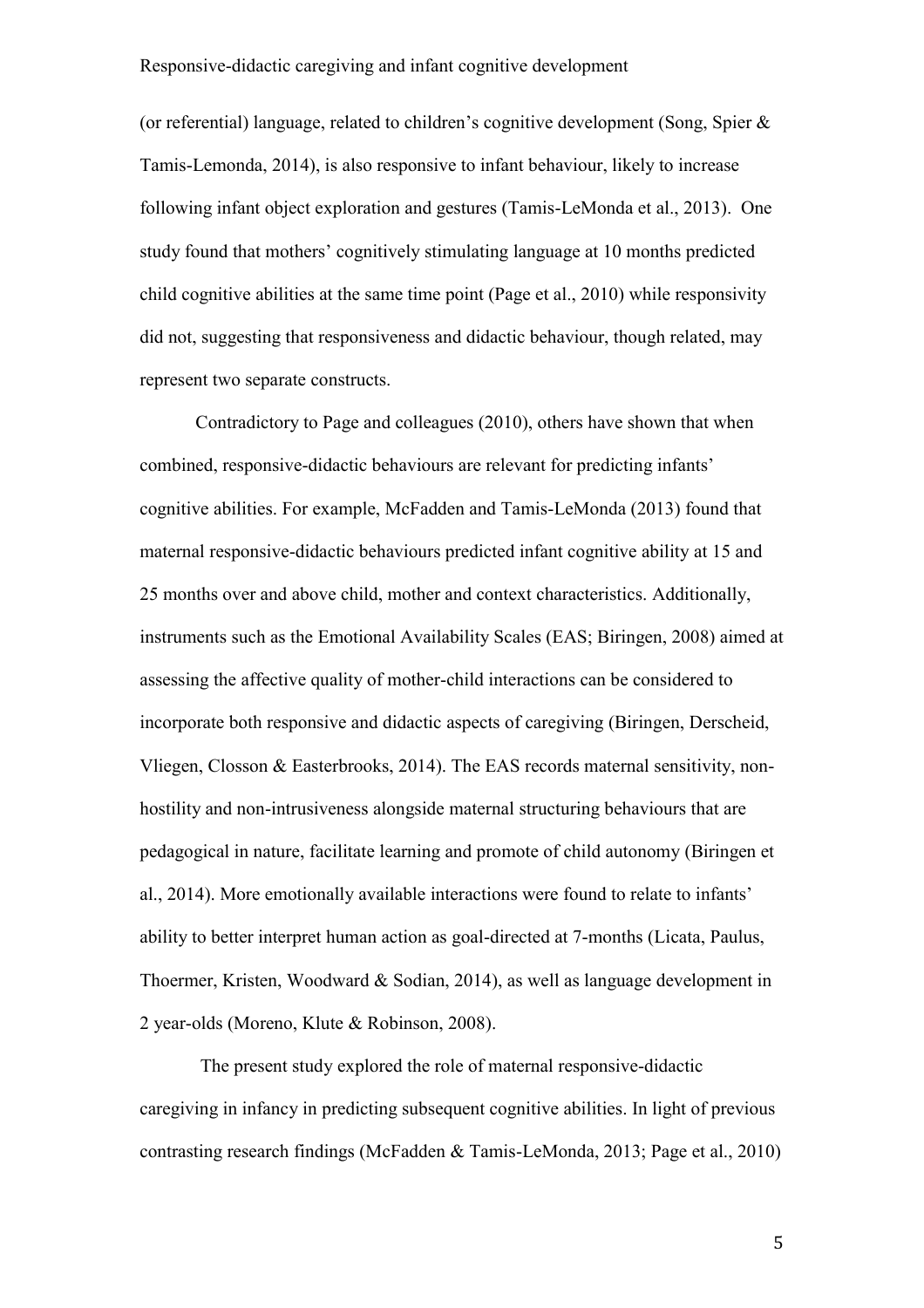(or referential) language, related to children's cognitive development (Song, Spier & Tamis-Lemonda, 2014), is also responsive to infant behaviour, likely to increase following infant object exploration and gestures (Tamis-LeMonda et al., 2013). One study found that mothers' cognitively stimulating language at 10 months predicted child cognitive abilities at the same time point (Page et al., 2010) while responsivity did not, suggesting that responsiveness and didactic behaviour, though related, may represent two separate constructs.

Contradictory to Page and colleagues (2010), others have shown that when combined, responsive-didactic behaviours are relevant for predicting infants' cognitive abilities. For example, McFadden and Tamis-LeMonda (2013) found that maternal responsive-didactic behaviours predicted infant cognitive ability at 15 and 25 months over and above child, mother and context characteristics. Additionally, instruments such as the Emotional Availability Scales (EAS; Biringen, 2008) aimed at assessing the affective quality of mother-child interactions can be considered to incorporate both responsive and didactic aspects of caregiving (Biringen, Derscheid, Vliegen, Closson & Easterbrooks, 2014). The EAS records maternal sensitivity, non-hostility and non-intrusiveness alongside maternal structuring behaviours that are pedagogical in nature, facilitate learning and promote of child autonomy (Biringen et al., 2014). More emotionally available interactions were found to relate to infants' ability to better interpret human action as goal-directed at 7-months (Licata, Paulus, Thoermer, Kristen, Woodward & Sodian, 2014), as well as language development in 2 year-olds (Moreno, Klute & Robinson, 2008).

The present study explored the role of maternal responsive-didactic caregiving in infancy in predicting subsequent cognitive abilities. In light of previous contrasting research findings (McFadden & Tamis-LeMonda, 2013; Page et al., 2010)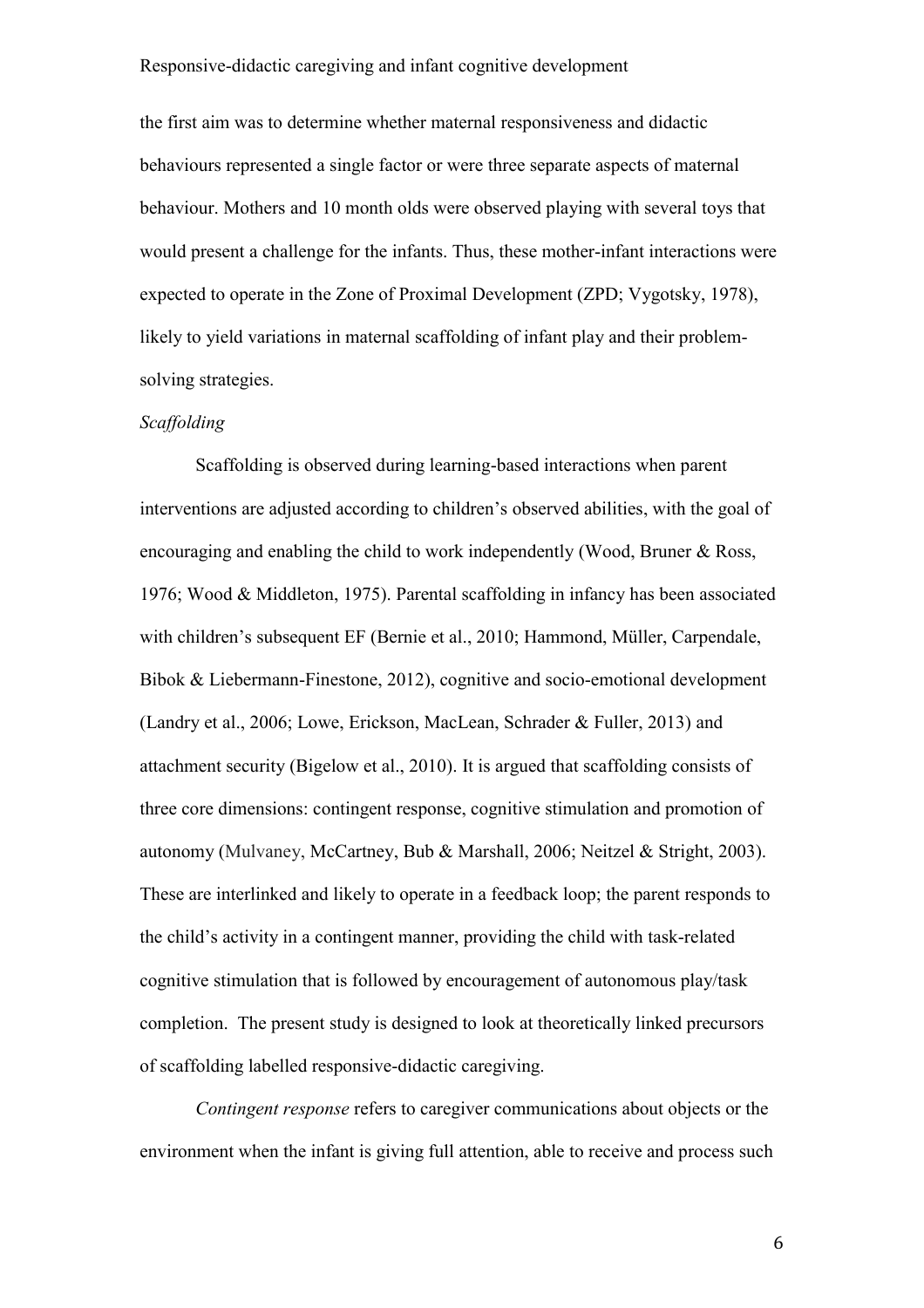the first aim was to determine whether maternal responsiveness and didactic behaviours represented a single factor or were three separate aspects of maternal behaviour. Mothers and 10 month olds were observed playing with several toys that would present a challenge for the infants. Thus, these mother-infant interactions were expected to operate in the Zone of Proximal Development (ZPD; Vygotsky, 1978), likely to yield variations in maternal scaffolding of infant play and their problem-solving strategies.

*Scaffolding*

Scaffolding is observed during learning-based interactions when parent interventions are adjusted according to children's observed abilities, with the goal of encouraging and enabling the child to work independently (Wood, Bruner & Ross, 1976; Wood & Middleton, 1975). Parental scaffolding in infancy has been associated with children's subsequent EF (Bernie et al., 2010; Hammond, Müller, Carpendale, Bibok & Liebermann-Finestone, 2012), cognitive and socio-emotional development (Landry et al., 2006; Lowe, Erickson, MacLean, Schrader & Fuller, 2013) and attachment security (Bigelow et al., 2010). It is argued that scaffolding consists of three core dimensions: contingent response, cognitive stimulation and promotion of autonomy (Mulvaney, McCartney, Bub & Marshall, 2006; Neitzel & Stright, 2003). These are interlinked and likely to operate in a feedback loop; the parent responds to the child's activity in a contingent manner, providing the child with task-related cognitive stimulation that is followed by encouragement of autonomous play/task completion. The present study is designed to look at theoretically linked precursors of scaffolding labelled responsive-didactic caregiving.

*Contingent response* refers to caregiver communications about objects or the environment when the infant is giving full attention, able to receive and process such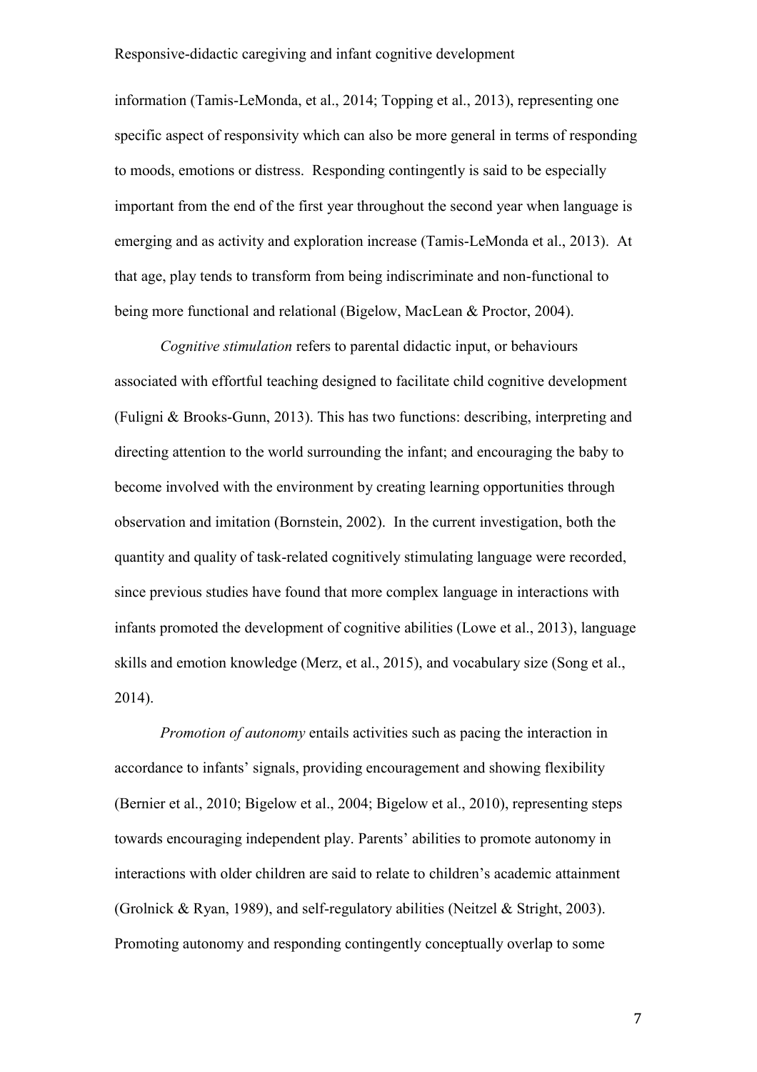information (Tamis-LeMonda, et al., 2014; Topping et al., 2013), representing one specific aspect of responsivity which can also be more general in terms of responding to moods, emotions or distress. Responding contingently is said to be especially important from the end of the first year throughout the second year when language is emerging and as activity and exploration increase (Tamis-LeMonda et al., 2013). At that age, play tends to transform from being indiscriminate and non-functional to being more functional and relational (Bigelow, MacLean & Proctor, 2004).

*Cognitive stimulation* refers to parental didactic input, or behaviours associated with effortful teaching designed to facilitate child cognitive development (Fuligni & Brooks-Gunn, 2013). This has two functions: describing, interpreting and directing attention to the world surrounding the infant; and encouraging the baby to become involved with the environment by creating learning opportunities through observation and imitation (Bornstein, 2002). In the current investigation, both the quantity and quality of task-related cognitively stimulating language were recorded, since previous studies have found that more complex language in interactions with infants promoted the development of cognitive abilities (Lowe et al., 2013), language skills and emotion knowledge (Merz, et al., 2015), and vocabulary size (Song et al., 2014).

*Promotion of autonomy* entails activities such as pacing the interaction in accordance to infants' signals, providing encouragement and showing flexibility (Bernier et al., 2010; Bigelow et al., 2004; Bigelow et al., 2010), representing steps towards encouraging independent play. Parents' abilities to promote autonomy in interactions with older children are said to relate to children's academic attainment (Grolnick & Ryan, 1989), and self-regulatory abilities (Neitzel & Stright, 2003). Promoting autonomy and responding contingently conceptually overlap to some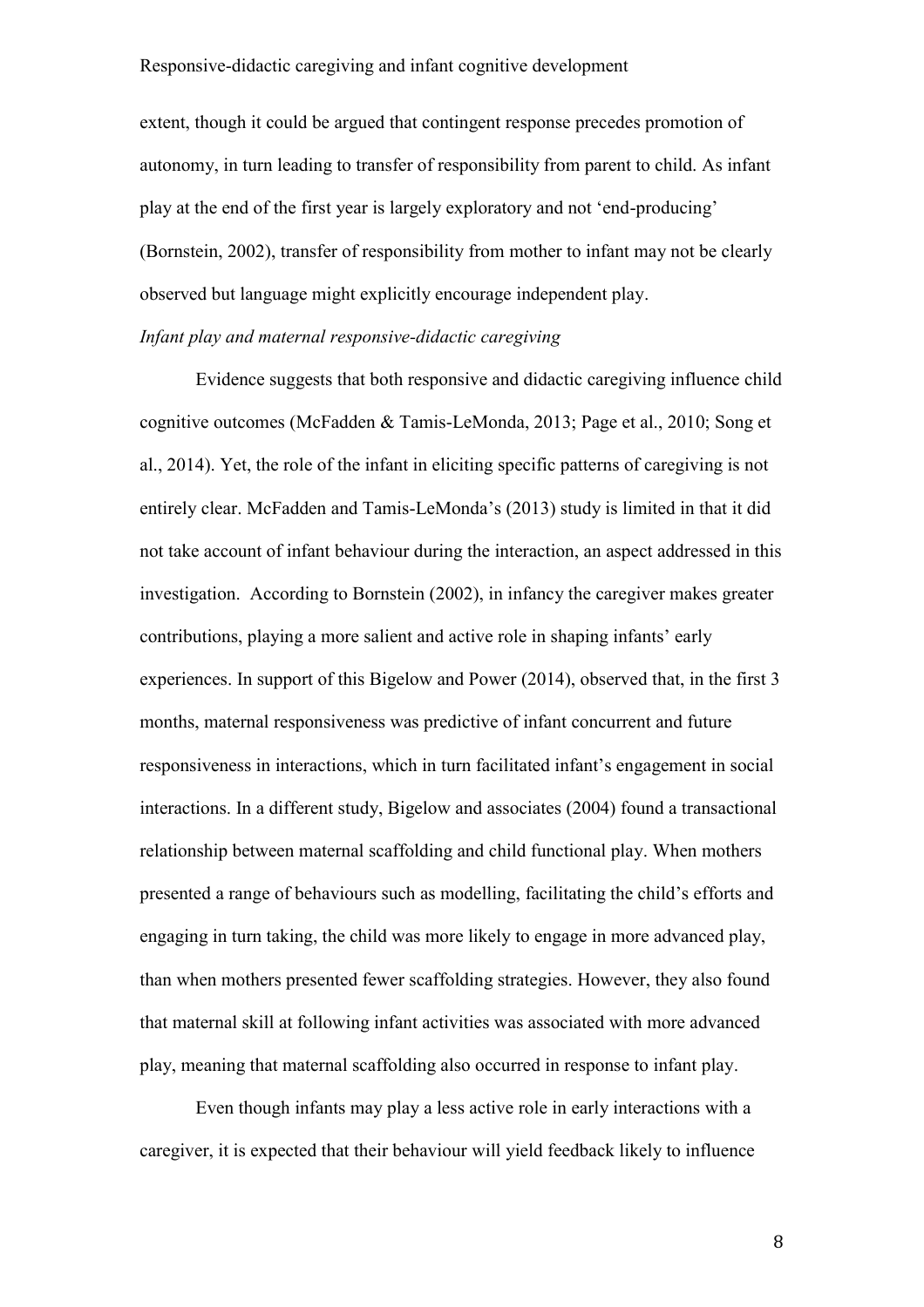extent, though it could be argued that contingent response precedes promotion of autonomy, in turn leading to transfer of responsibility from parent to child. As infant play at the end of the first year is largely exploratory and not 'end-producing' (Bornstein, 2002), transfer of responsibility from mother to infant may not be clearly observed but language might explicitly encourage independent play.

*Infant play and maternal responsive-didactic caregiving*

Evidence suggests that both responsive and didactic caregiving influence child cognitive outcomes (McFadden & Tamis-LeMonda, 2013; Page et al., 2010; Song et al., 2014). Yet, the role of the infant in eliciting specific patterns of caregiving is not entirely clear. McFadden and Tamis-LeMonda's (2013) study is limited in that it did not take account of infant behaviour during the interaction, an aspect addressed in this investigation. According to Bornstein (2002), in infancy the caregiver makes greater contributions, playing a more salient and active role in shaping infants' early experiences. In support of this Bigelow and Power (2014), observed that, in the first 3 months, maternal responsiveness was predictive of infant concurrent and future responsiveness in interactions, which in turn facilitated infant's engagement in social interactions. In a different study, Bigelow and associates (2004) found a transactional relationship between maternal scaffolding and child functional play. When mothers presented a range of behaviours such as modelling, facilitating the child's efforts and engaging in turn taking, the child was more likely to engage in more advanced play, than when mothers presented fewer scaffolding strategies. However, they also found that maternal skill at following infant activities was associated with more advanced play, meaning that maternal scaffolding also occurred in response to infant play.

Even though infants may play a less active role in early interactions with a caregiver, it is expected that their behaviour will yield feedback likely to influence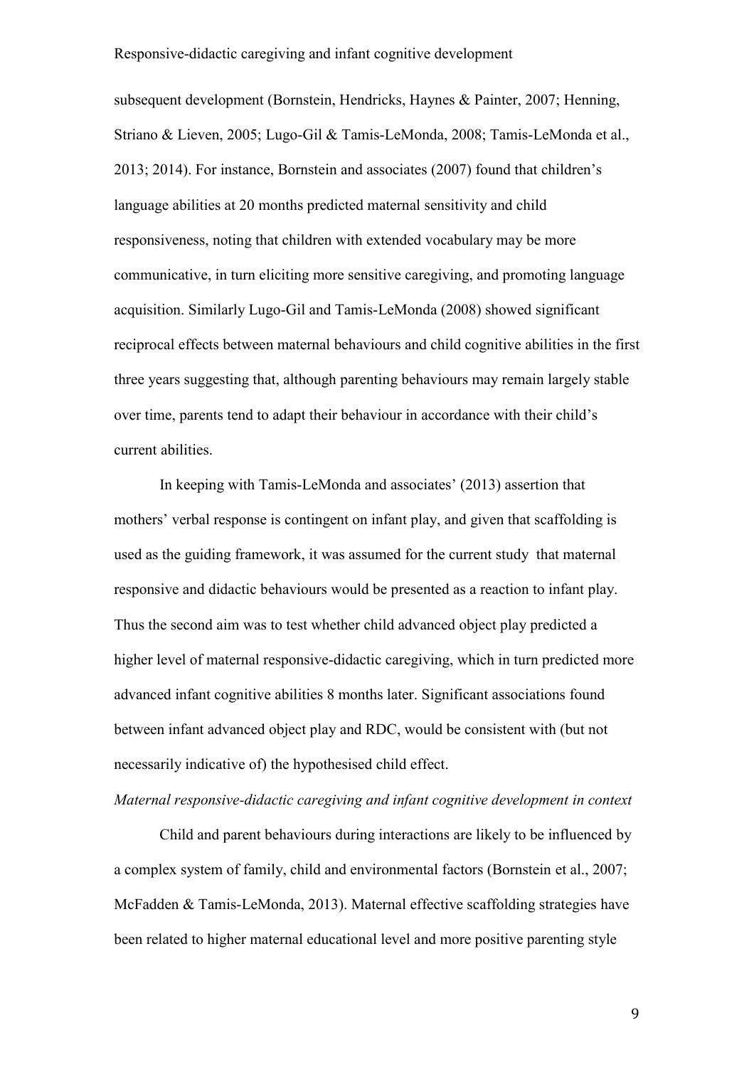subsequent development (Bornstein, Hendricks, Haynes & Painter, 2007; Henning, Striano & Lieven, 2005; Lugo-Gil & Tamis-LeMonda, 2008; Tamis-LeMonda et al., 2013; 2014). For instance, Bornstein and associates (2007) found that children's language abilities at 20 months predicted maternal sensitivity and child responsiveness, noting that children with extended vocabulary may be more communicative, in turn eliciting more sensitive caregiving, and promoting language acquisition. Similarly Lugo-Gil and Tamis-LeMonda (2008) showed significant reciprocal effects between maternal behaviours and child cognitive abilities in the first three years suggesting that, although parenting behaviours may remain largely stable over time, parents tend to adapt their behaviour in accordance with their child's current abilities.

In keeping with Tamis-LeMonda and associates' (2013) assertion that mothers' verbal response is contingent on infant play, and given that scaffolding is used as the guiding framework, it was assumed for the current study that maternal responsive and didactic behaviours would be presented as a reaction to infant play. Thus the second aim was to test whether child advanced object play predicted a higher level of maternal responsive-didactic caregiving, which in turn predicted more advanced infant cognitive abilities 8 months later. Significant associations found between infant advanced object play and RDC, would be consistent with (but not necessarily indicative of) the hypothesised child effect.

*Maternal responsive-didactic caregiving and infant cognitive development in context*

Child and parent behaviours during interactions are likely to be influenced by a complex system of family, child and environmental factors (Bornstein et al., 2007; McFadden & Tamis-LeMonda, 2013). Maternal effective scaffolding strategies have been related to higher maternal educational level and more positive parenting style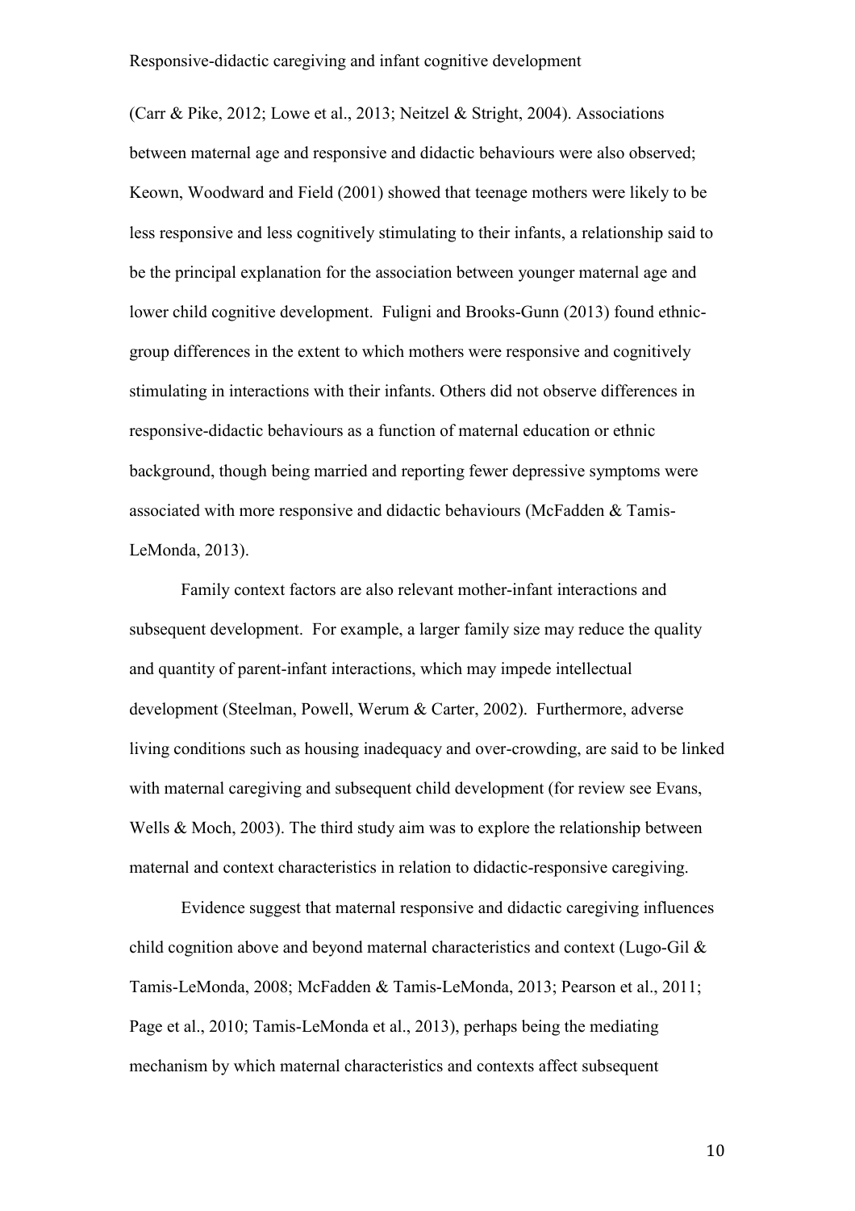(Carr & Pike, 2012; Lowe et al., 2013; Neitzel & Stright, 2004). Associations between maternal age and responsive and didactic behaviours were also observed; Keown, Woodward and Field (2001) showed that teenage mothers were likely to be less responsive and less cognitively stimulating to their infants, a relationship said to be the principal explanation for the association between younger maternal age and lower child cognitive development. Fuligni and Brooks-Gunn (2013) found ethnic-group differences in the extent to which mothers were responsive and cognitively stimulating in interactions with their infants. Others did not observe differences in responsive-didactic behaviours as a function of maternal education or ethnic background, though being married and reporting fewer depressive symptoms were associated with more responsive and didactic behaviours (McFadden & Tamis-LeMonda, 2013).

Family context factors are also relevant mother-infant interactions and subsequent development. For example, a larger family size may reduce the quality and quantity of parent-infant interactions, which may impede intellectual development (Steelman, Powell, Werum & Carter, 2002). Furthermore, adverse living conditions such as housing inadequacy and over-crowding, are said to be linked with maternal caregiving and subsequent child development (for review see Evans, Wells & Moch, 2003). The third study aim was to explore the relationship between maternal and context characteristics in relation to didactic-responsive caregiving.

Evidence suggest that maternal responsive and didactic caregiving influences child cognition above and beyond maternal characteristics and context (Lugo-Gil & Tamis-LeMonda, 2008; McFadden & Tamis-LeMonda, 2013; Pearson et al., 2011; Page et al., 2010; Tamis-LeMonda et al., 2013), perhaps being the mediating mechanism by which maternal characteristics and contexts affect subsequent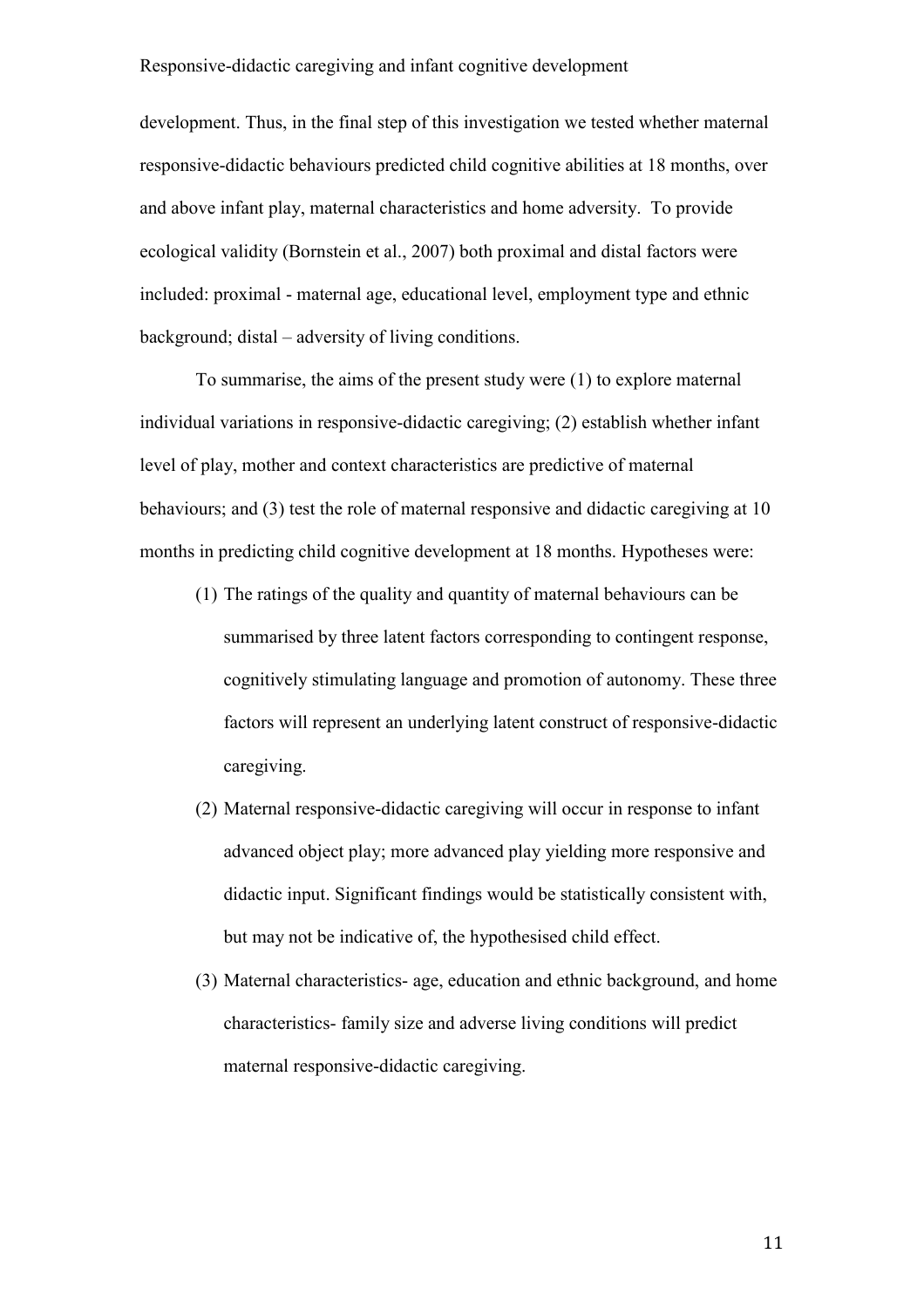development. Thus, in the final step of this investigation we tested whether maternal responsive-didactic behaviours predicted child cognitive abilities at 18 months, over and above infant play, maternal characteristics and home adversity. To provide ecological validity (Bornstein et al., 2007) both proximal and distal factors were included: proximal - maternal age, educational level, employment type and ethnic background; distal – adversity of living conditions.

To summarise, the aims of the present study were (1) to explore maternal individual variations in responsive-didactic caregiving; (2) establish whether infant level of play, mother and context characteristics are predictive of maternal behaviours; and (3) test the role of maternal responsive and didactic caregiving at 10 months in predicting child cognitive development at 18 months. Hypotheses were:

(1) The ratings of the quality and quantity of maternal behaviours can be summarised by three latent factors corresponding to contingent response, cognitively stimulating language and promotion of autonomy. These three factors will represent an underlying latent construct of responsive-didactic caregiving.

(2) Maternal responsive-didactic caregiving will occur in response to infant advanced object play; more advanced play yielding more responsive and didactic input. Significant findings would be statistically consistent with, but may not be indicative of, the hypothesised child effect.

(3) Maternal characteristics- age, education and ethnic background, and home characteristics- family size and adverse living conditions will predict maternal responsive-didactic caregiving.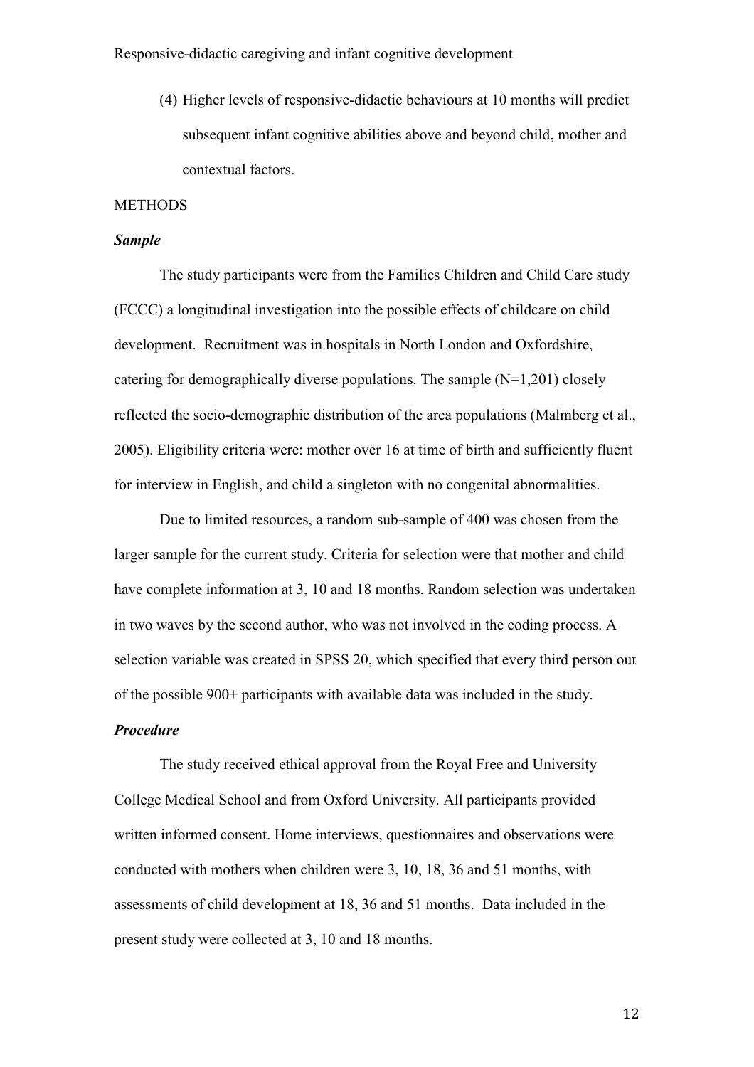(4) Higher levels of responsive-didactic behaviours at 10 months will predict subsequent infant cognitive abilities above and beyond child, mother and contextual factors.

## METHODS

### *Sample*

The study participants were from the Families Children and Child Care study (FCCC) a longitudinal investigation into the possible effects of childcare on child development. Recruitment was in hospitals in North London and Oxfordshire, catering for demographically diverse populations. The sample (N=1,201) closely reflected the socio-demographic distribution of the area populations (Malmberg et al., 2005). Eligibility criteria were: mother over 16 at time of birth and sufficiently fluent for interview in English, and child a singleton with no congenital abnormalities.

Due to limited resources, a random sub-sample of 400 was chosen from the larger sample for the current study. Criteria for selection were that mother and child have complete information at 3, 10 and 18 months. Random selection was undertaken in two waves by the second author, who was not involved in the coding process. A selection variable was created in SPSS 20, which specified that every third person out of the possible 900+ participants with available data was included in the study.

### *Procedure*

The study received ethical approval from the Royal Free and University College Medical School and from Oxford University. All participants provided written informed consent. Home interviews, questionnaires and observations were conducted with mothers when children were 3, 10, 18, 36 and 51 months, with assessments of child development at 18, 36 and 51 months. Data included in the present study were collected at 3, 10 and 18 months.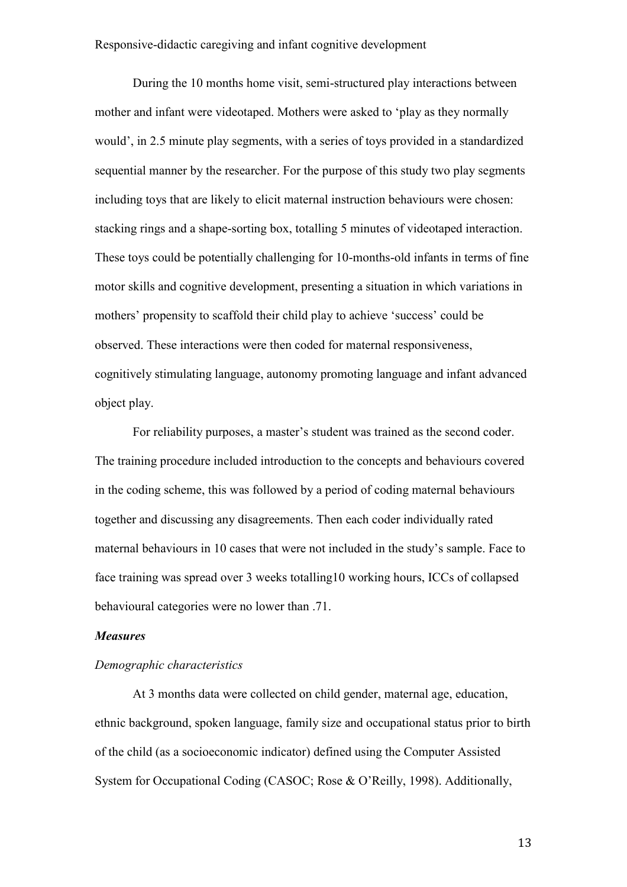During the 10 months home visit, semi-structured play interactions between mother and infant were videotaped. Mothers were asked to 'play as they normally would', in 2.5 minute play segments, with a series of toys provided in a standardized sequential manner by the researcher. For the purpose of this study two play segments including toys that are likely to elicit maternal instruction behaviours were chosen: stacking rings and a shape-sorting box, totalling 5 minutes of videotaped interaction. These toys could be potentially challenging for 10-months-old infants in terms of fine motor skills and cognitive development, presenting a situation in which variations in mothers' propensity to scaffold their child play to achieve 'success' could be observed. These interactions were then coded for maternal responsiveness, cognitively stimulating language, autonomy promoting language and infant advanced object play.

For reliability purposes, a master's student was trained as the second coder. The training procedure included introduction to the concepts and behaviours covered in the coding scheme, this was followed by a period of coding maternal behaviours together and discussing any disagreements. Then each coder individually rated maternal behaviours in 10 cases that were not included in the study's sample. Face to face training was spread over 3 weeks totalling10 working hours, ICCs of collapsed behavioural categories were no lower than .71.

### *Measures*

#### *Demographic characteristics*

At 3 months data were collected on child gender, maternal age, education, ethnic background, spoken language, family size and occupational status prior to birth of the child (as a socioeconomic indicator) defined using the Computer Assisted System for Occupational Coding (CASOC; Rose & O'Reilly, 1998). Additionally,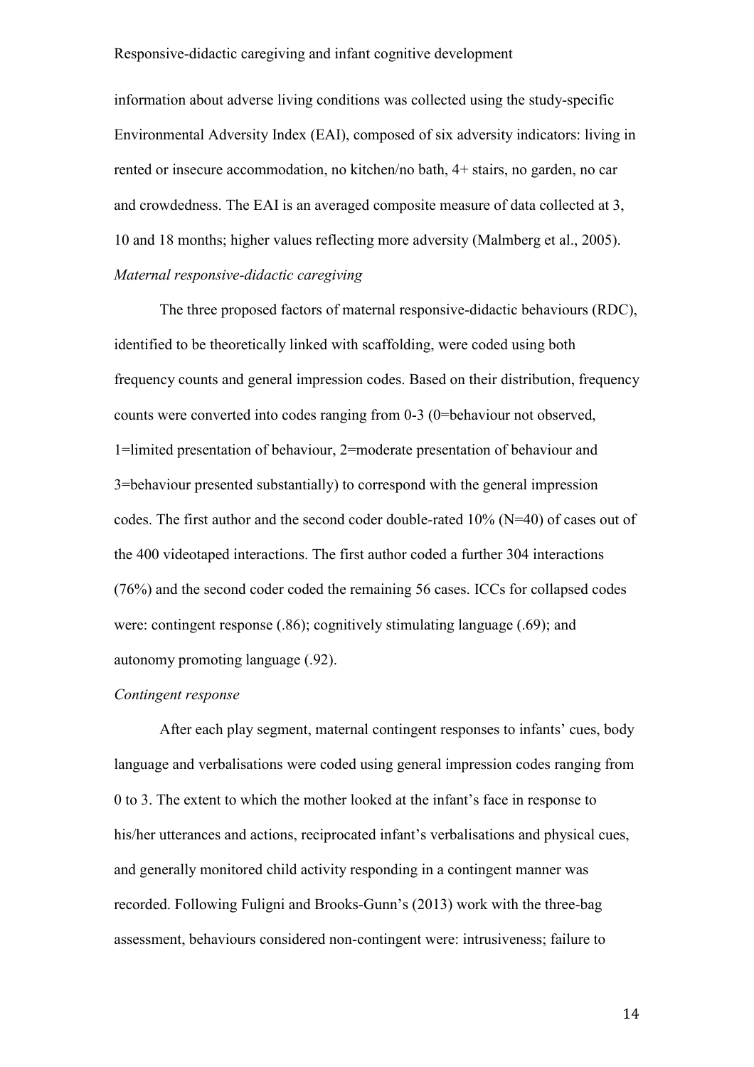information about adverse living conditions was collected using the study-specific Environmental Adversity Index (EAI), composed of six adversity indicators: living in rented or insecure accommodation, no kitchen/no bath, 4+ stairs, no garden, no car and crowdedness. The EAI is an averaged composite measure of data collected at 3, 10 and 18 months; higher values reflecting more adversity (Malmberg et al., 2005).

*Maternal responsive-didactic caregiving*

The three proposed factors of maternal responsive-didactic behaviours (RDC), identified to be theoretically linked with scaffolding, were coded using both frequency counts and general impression codes. Based on their distribution, frequency counts were converted into codes ranging from 0-3 (0=behaviour not observed, 1=limited presentation of behaviour, 2=moderate presentation of behaviour and 3=behaviour presented substantially) to correspond with the general impression codes. The first author and the second coder double-rated 10% (N=40) of cases out of the 400 videotaped interactions. The first author coded a further 304 interactions (76%) and the second coder coded the remaining 56 cases. ICCs for collapsed codes were: contingent response (.86); cognitively stimulating language (.69); and autonomy promoting language (.92).

*Contingent response*

After each play segment, maternal contingent responses to infants' cues, body language and verbalisations were coded using general impression codes ranging from 0 to 3. The extent to which the mother looked at the infant's face in response to his/her utterances and actions, reciprocated infant's verbalisations and physical cues, and generally monitored child activity responding in a contingent manner was recorded. Following Fuligni and Brooks-Gunn's (2013) work with the three-bag assessment, behaviours considered non-contingent were: intrusiveness; failure to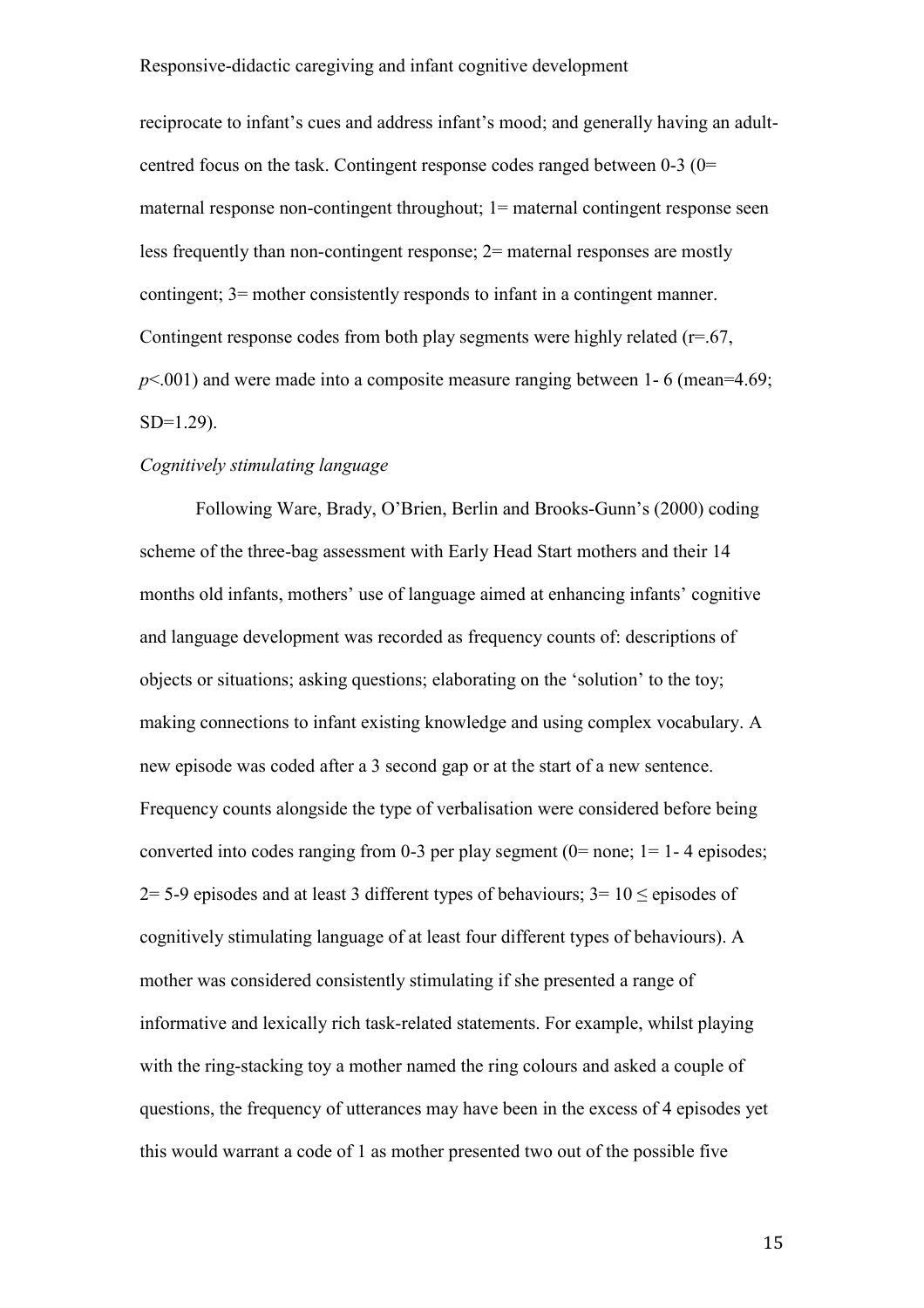reciprocate to infant's cues and address infant's mood; and generally having an adult-centred focus on the task. Contingent response codes ranged between 0-3 (0= maternal response non-contingent throughout; 1= maternal contingent response seen less frequently than non-contingent response; 2= maternal responses are mostly contingent; 3= mother consistently responds to infant in a contingent manner. Contingent response codes from both play segments were highly related ($r$=.67, $p$<.001) and were made into a composite measure ranging between 1- 6 (mean=4.69; SD=1.29).

*Cognitively stimulating language*

Following Ware, Brady, O'Brien, Berlin and Brooks-Gunn's (2000) coding scheme of the three-bag assessment with Early Head Start mothers and their 14 months old infants, mothers' use of language aimed at enhancing infants' cognitive and language development was recorded as frequency counts of: descriptions of objects or situations; asking questions; elaborating on the 'solution' to the toy; making connections to infant existing knowledge and using complex vocabulary. A new episode was coded after a 3 second gap or at the start of a new sentence. Frequency counts alongside the type of verbalisation were considered before being converted into codes ranging from 0-3 per play segment (0= none; 1= 1- 4 episodes; 2= 5-9 episodes and at least 3 different types of behaviours; 3= 10 ≤ episodes of cognitively stimulating language of at least four different types of behaviours). A mother was considered consistently stimulating if she presented a range of informative and lexically rich task-related statements. For example, whilst playing with the ring-stacking toy a mother named the ring colours and asked a couple of questions, the frequency of utterances may have been in the excess of 4 episodes yet this would warrant a code of 1 as mother presented two out of the possible five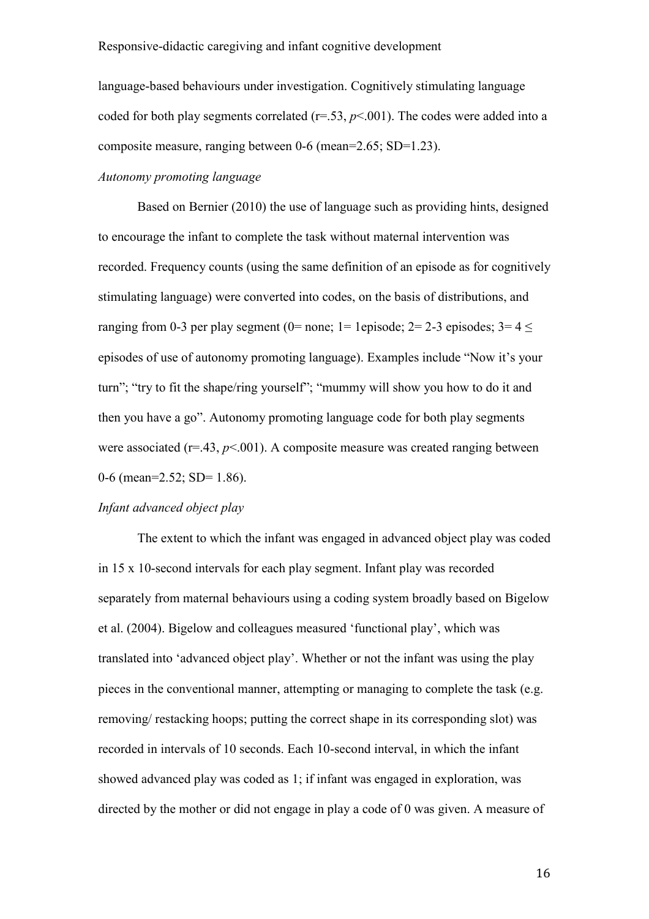language-based behaviours under investigation. Cognitively stimulating language coded for both play segments correlated (r=.53, $p$<.001). The codes were added into a composite measure, ranging between 0-6 (mean=2.65; SD=1.23).

*Autonomy promoting language*

Based on Bernier (2010) the use of language such as providing hints, designed to encourage the infant to complete the task without maternal intervention was recorded. Frequency counts (using the same definition of an episode as for cognitively stimulating language) were converted into codes, on the basis of distributions, and ranging from 0-3 per play segment (0= none; 1= 1episode; 2= 2-3 episodes; 3= 4 ≤ episodes of use of autonomy promoting language). Examples include "Now it's your turn"; "try to fit the shape/ring yourself"; "mummy will show you how to do it and then you have a go". Autonomy promoting language code for both play segments were associated (r=.43, $p$<.001). A composite measure was created ranging between 0-6 (mean=2.52; SD= 1.86).

*Infant advanced object play*

The extent to which the infant was engaged in advanced object play was coded in 15 x 10-second intervals for each play segment. Infant play was recorded separately from maternal behaviours using a coding system broadly based on Bigelow et al. (2004). Bigelow and colleagues measured 'functional play', which was translated into 'advanced object play'. Whether or not the infant was using the play pieces in the conventional manner, attempting or managing to complete the task (e.g. removing/ restacking hoops; putting the correct shape in its corresponding slot) was recorded in intervals of 10 seconds. Each 10-second interval, in which the infant showed advanced play was coded as 1; if infant was engaged in exploration, was directed by the mother or did not engage in play a code of 0 was given. A measure of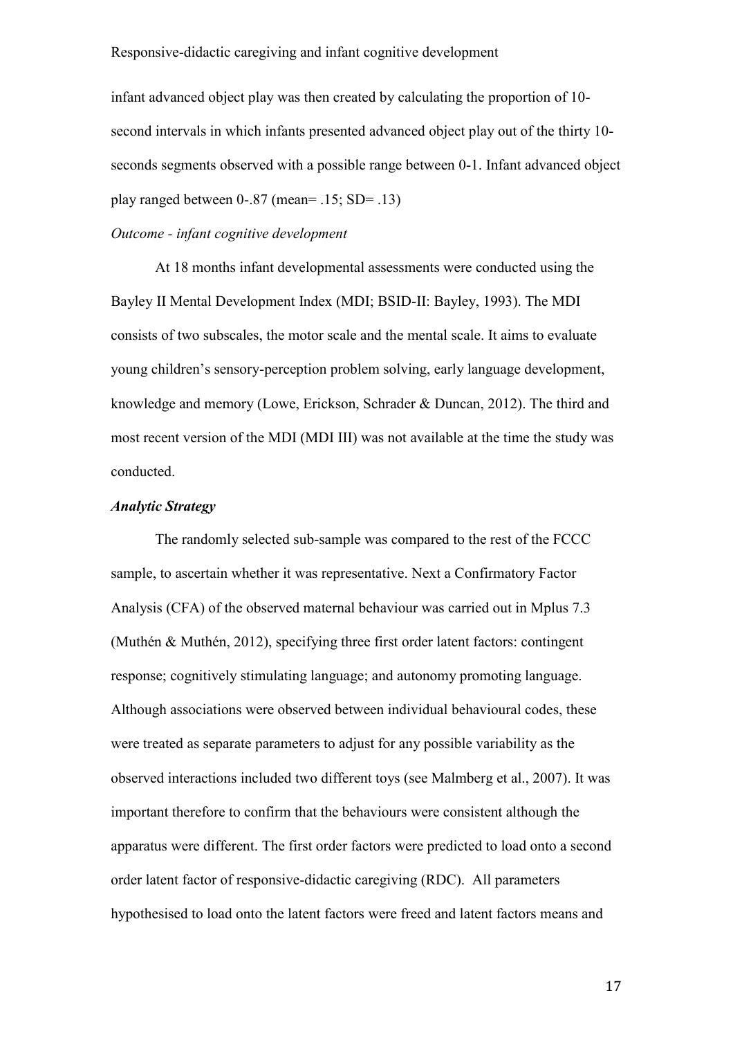infant advanced object play was then created by calculating the proportion of 10-second intervals in which infants presented advanced object play out of the thirty 10-seconds segments observed with a possible range between 0-1. Infant advanced object play ranged between 0-.87 (mean= .15; SD= .13)

*Outcome - infant cognitive development*

At 18 months infant developmental assessments were conducted using the Bayley II Mental Development Index (MDI; BSID-II: Bayley, 1993). The MDI consists of two subscales, the motor scale and the mental scale. It aims to evaluate young children's sensory-perception problem solving, early language development, knowledge and memory (Lowe, Erickson, Schrader & Duncan, 2012). The third and most recent version of the MDI (MDI III) was not available at the time the study was conducted.

***Analytic Strategy***

The randomly selected sub-sample was compared to the rest of the FCCC sample, to ascertain whether it was representative. Next a Confirmatory Factor Analysis (CFA) of the observed maternal behaviour was carried out in Mplus 7.3 (Muthén & Muthén, 2012), specifying three first order latent factors: contingent response; cognitively stimulating language; and autonomy promoting language. Although associations were observed between individual behavioural codes, these were treated as separate parameters to adjust for any possible variability as the observed interactions included two different toys (see Malmberg et al., 2007). It was important therefore to confirm that the behaviours were consistent although the apparatus were different. The first order factors were predicted to load onto a second order latent factor of responsive-didactic caregiving (RDC). All parameters hypothesised to load onto the latent factors were freed and latent factors means and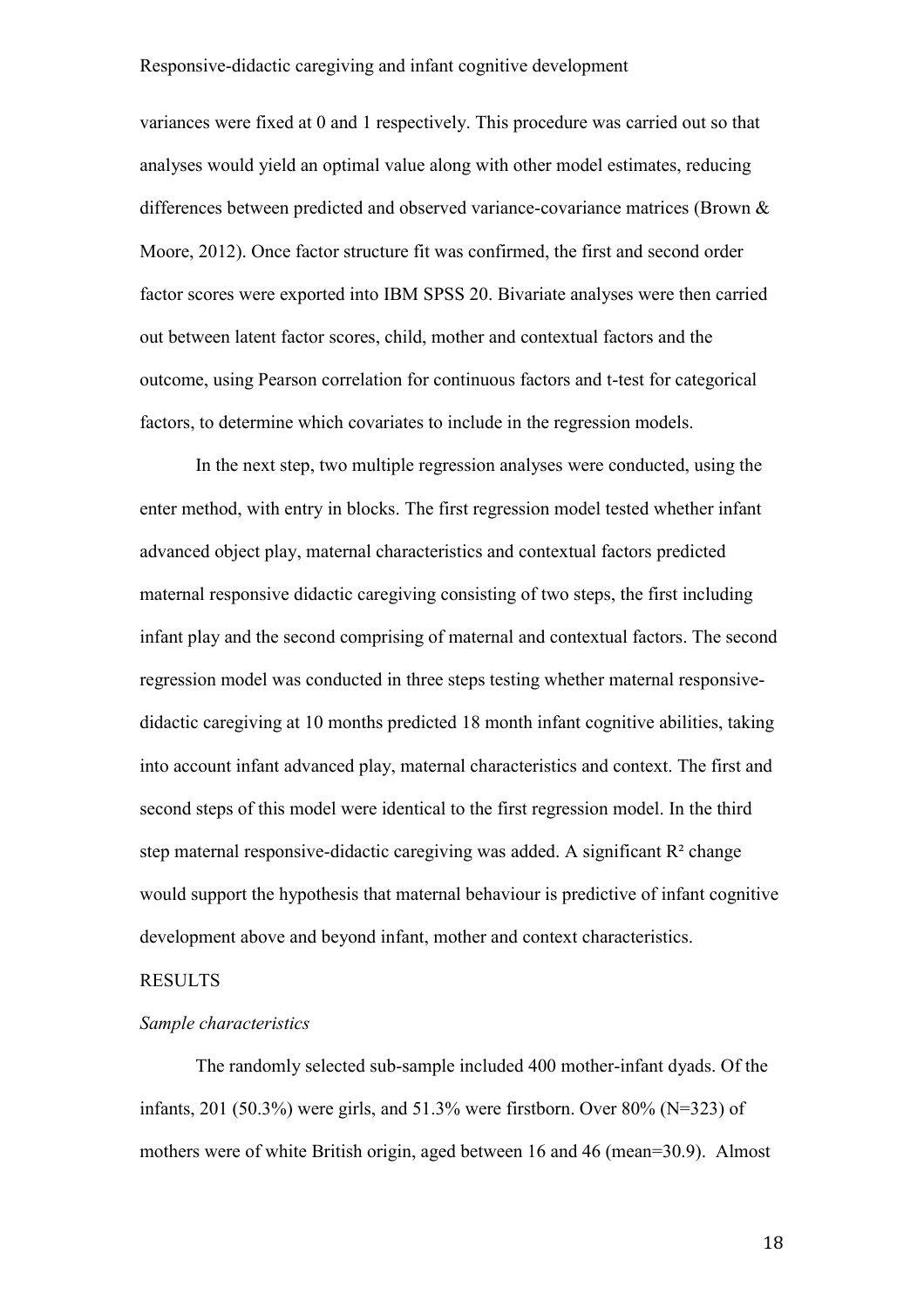variances were fixed at 0 and 1 respectively. This procedure was carried out so that analyses would yield an optimal value along with other model estimates, reducing differences between predicted and observed variance-covariance matrices (Brown & Moore, 2012). Once factor structure fit was confirmed, the first and second order factor scores were exported into IBM SPSS 20. Bivariate analyses were then carried out between latent factor scores, child, mother and contextual factors and the outcome, using Pearson correlation for continuous factors and t-test for categorical factors, to determine which covariates to include in the regression models.

In the next step, two multiple regression analyses were conducted, using the enter method, with entry in blocks. The first regression model tested whether infant advanced object play, maternal characteristics and contextual factors predicted maternal responsive didactic caregiving consisting of two steps, the first including infant play and the second comprising of maternal and contextual factors. The second regression model was conducted in three steps testing whether maternal responsive-didactic caregiving at 10 months predicted 18 month infant cognitive abilities, taking into account infant advanced play, maternal characteristics and context. The first and second steps of this model were identical to the first regression model. In the third step maternal responsive-didactic caregiving was added. A significant $R^2$ change would support the hypothesis that maternal behaviour is predictive of infant cognitive development above and beyond infant, mother and context characteristics.

# RESULTS

*Sample characteristics*

The randomly selected sub-sample included 400 mother-infant dyads. Of the infants, 201 (50.3%) were girls, and 51.3% were firstborn. Over 80% (N=323) of mothers were of white British origin, aged between 16 and 46 (mean=30.9). Almost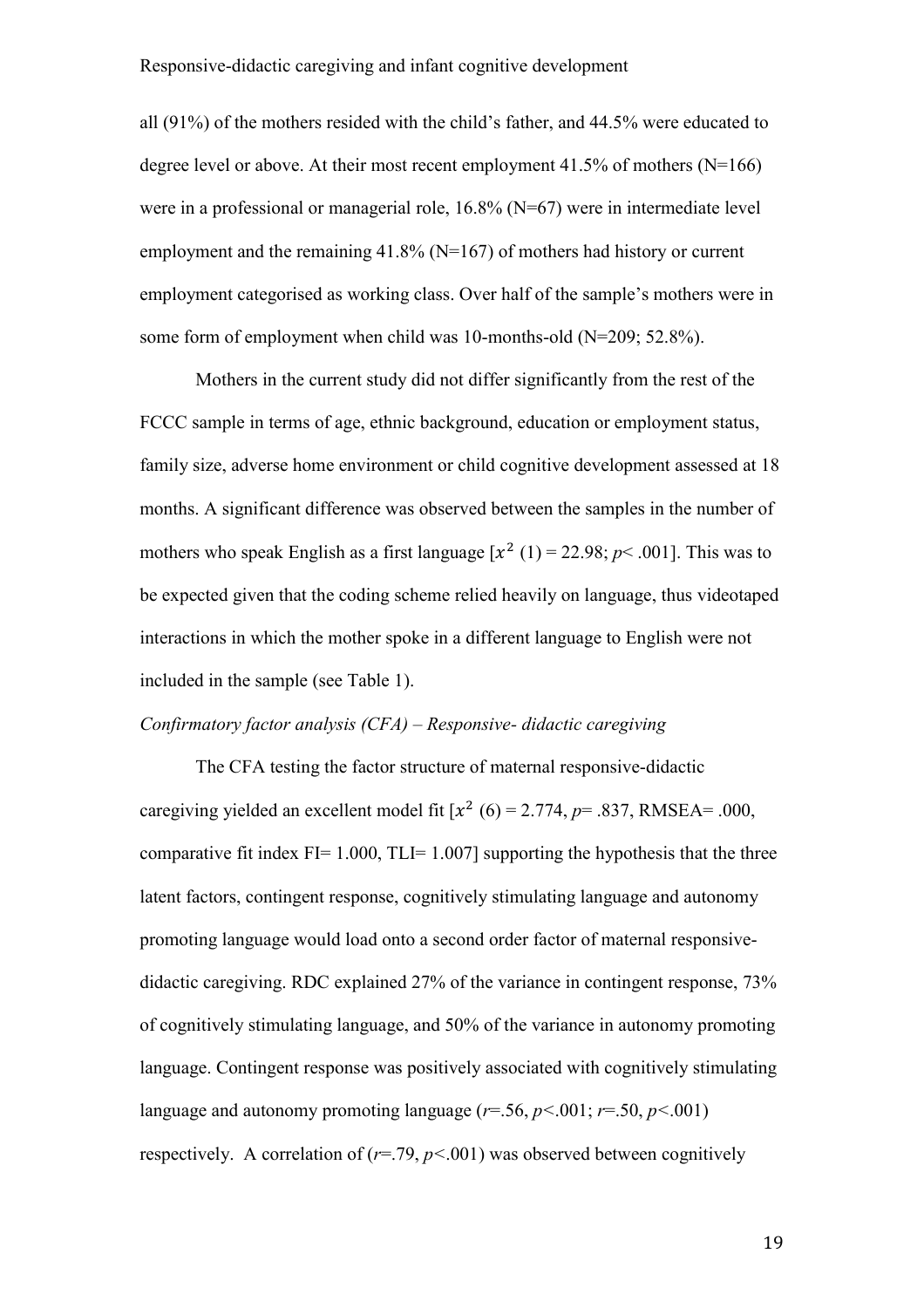all (91%) of the mothers resided with the child's father, and 44.5% were educated to degree level or above. At their most recent employment 41.5% of mothers (N=166) were in a professional or managerial role, 16.8% (N=67) were in intermediate level employment and the remaining 41.8% (N=167) of mothers had history or current employment categorised as working class. Over half of the sample's mothers were in some form of employment when child was 10-months-old (N=209; 52.8%).

Mothers in the current study did not differ significantly from the rest of the FCCC sample in terms of age, ethnic background, education or employment status, family size, adverse home environment or child cognitive development assessed at 18 months. A significant difference was observed between the samples in the number of mothers who speak English as a first language [$x^2$ (1) = 22.98; *p*< .001]. This was to be expected given that the coding scheme relied heavily on language, thus videotaped interactions in which the mother spoke in a different language to English were not included in the sample (see Table 1).

*Confirmatory factor analysis (CFA) – Responsive- didactic caregiving*

The CFA testing the factor structure of maternal responsive-didactic caregiving yielded an excellent model fit [$x^2$ (6) = 2.774, *p*= .837, RMSEA= .000, comparative fit index FI= 1.000, TLI= 1.007] supporting the hypothesis that the three latent factors, contingent response, cognitively stimulating language and autonomy promoting language would load onto a second order factor of maternal responsive-didactic caregiving. RDC explained 27% of the variance in contingent response, 73% of cognitively stimulating language, and 50% of the variance in autonomy promoting language. Contingent response was positively associated with cognitively stimulating language and autonomy promoting language (*r*=.56, *p*<.001; *r*=.50, *p*<.001) respectively. A correlation of (*r*=.79, *p*<.001) was observed between cognitively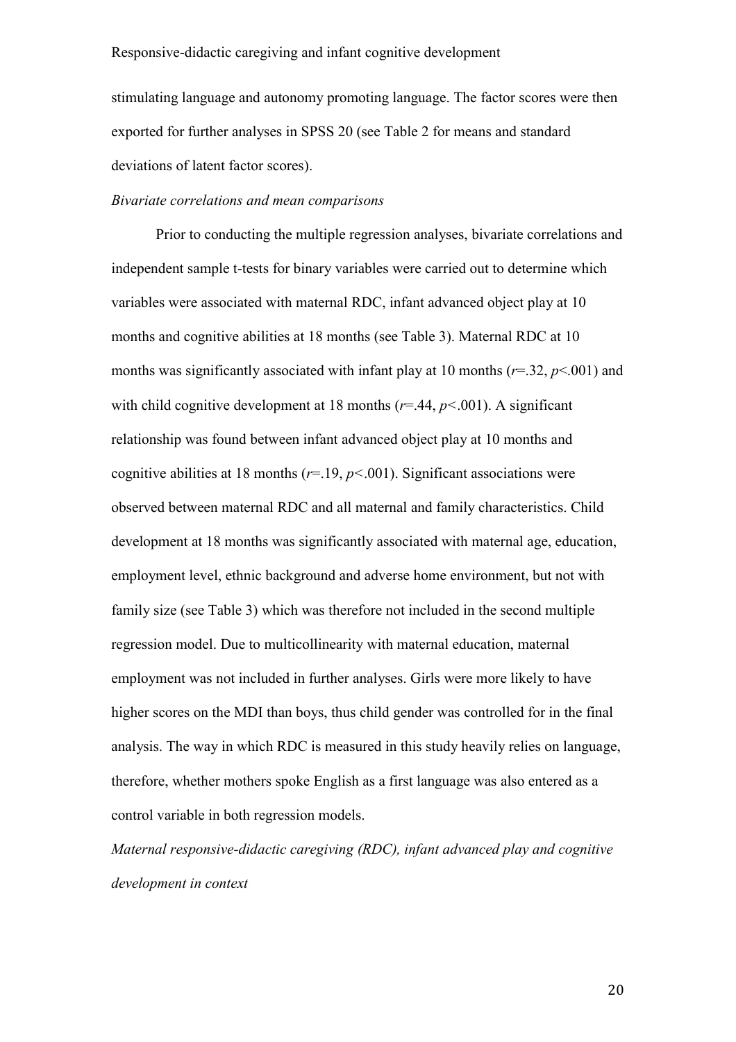stimulating language and autonomy promoting language. The factor scores were then exported for further analyses in SPSS 20 (see Table 2 for means and standard deviations of latent factor scores).

*Bivariate correlations and mean comparisons*

Prior to conducting the multiple regression analyses, bivariate correlations and independent sample t-tests for binary variables were carried out to determine which variables were associated with maternal RDC, infant advanced object play at 10 months and cognitive abilities at 18 months (see Table 3). Maternal RDC at 10 months was significantly associated with infant play at 10 months ($r$=.32, $p$<.001) and with child cognitive development at 18 months ($r$=.44, $p$<.001). A significant relationship was found between infant advanced object play at 10 months and cognitive abilities at 18 months ($r$=.19, $p$<.001). Significant associations were observed between maternal RDC and all maternal and family characteristics. Child development at 18 months was significantly associated with maternal age, education, employment level, ethnic background and adverse home environment, but not with family size (see Table 3) which was therefore not included in the second multiple regression model. Due to multicollinearity with maternal education, maternal employment was not included in further analyses. Girls were more likely to have higher scores on the MDI than boys, thus child gender was controlled for in the final analysis. The way in which RDC is measured in this study heavily relies on language, therefore, whether mothers spoke English as a first language was also entered as a control variable in both regression models.

*Maternal responsive-didactic caregiving (RDC), infant advanced play and cognitive development in context*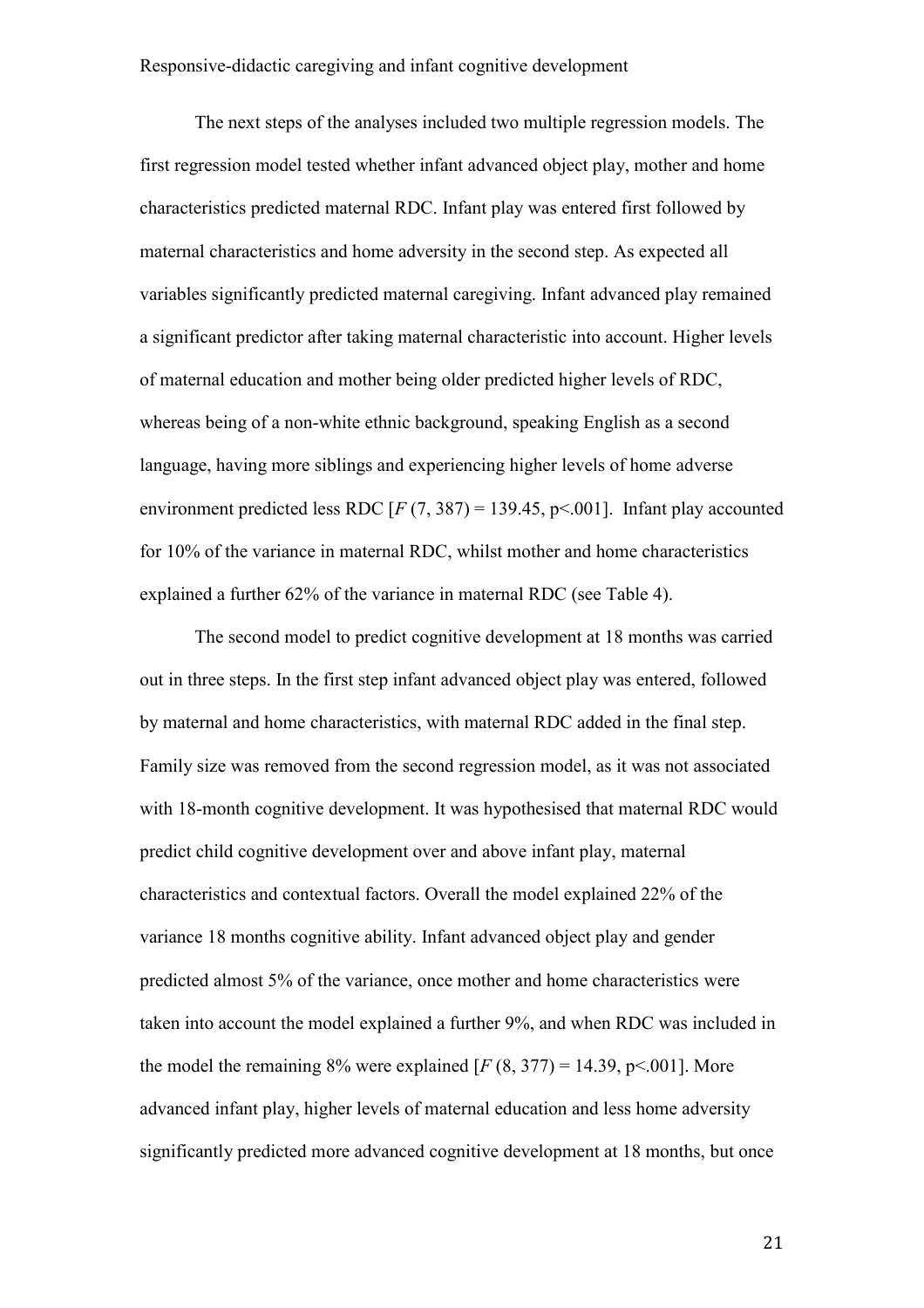The next steps of the analyses included two multiple regression models. The first regression model tested whether infant advanced object play, mother and home characteristics predicted maternal RDC. Infant play was entered first followed by maternal characteristics and home adversity in the second step. As expected all variables significantly predicted maternal caregiving. Infant advanced play remained a significant predictor after taking maternal characteristic into account. Higher levels of maternal education and mother being older predicted higher levels of RDC, whereas being of a non-white ethnic background, speaking English as a second language, having more siblings and experiencing higher levels of home adverse environment predicted less RDC [$F\,(7, 387) = 139.45$, $p<.001$]. Infant play accounted for 10% of the variance in maternal RDC, whilst mother and home characteristics explained a further 62% of the variance in maternal RDC (see Table 4).

The second model to predict cognitive development at 18 months was carried out in three steps. In the first step infant advanced object play was entered, followed by maternal and home characteristics, with maternal RDC added in the final step. Family size was removed from the second regression model, as it was not associated with 18-month cognitive development. It was hypothesised that maternal RDC would predict child cognitive development over and above infant play, maternal characteristics and contextual factors. Overall the model explained 22% of the variance 18 months cognitive ability. Infant advanced object play and gender predicted almost 5% of the variance, once mother and home characteristics were taken into account the model explained a further 9%, and when RDC was included in the model the remaining 8% were explained [$F\,(8, 377) = 14.39$, $p<.001$]. More advanced infant play, higher levels of maternal education and less home adversity significantly predicted more advanced cognitive development at 18 months, but once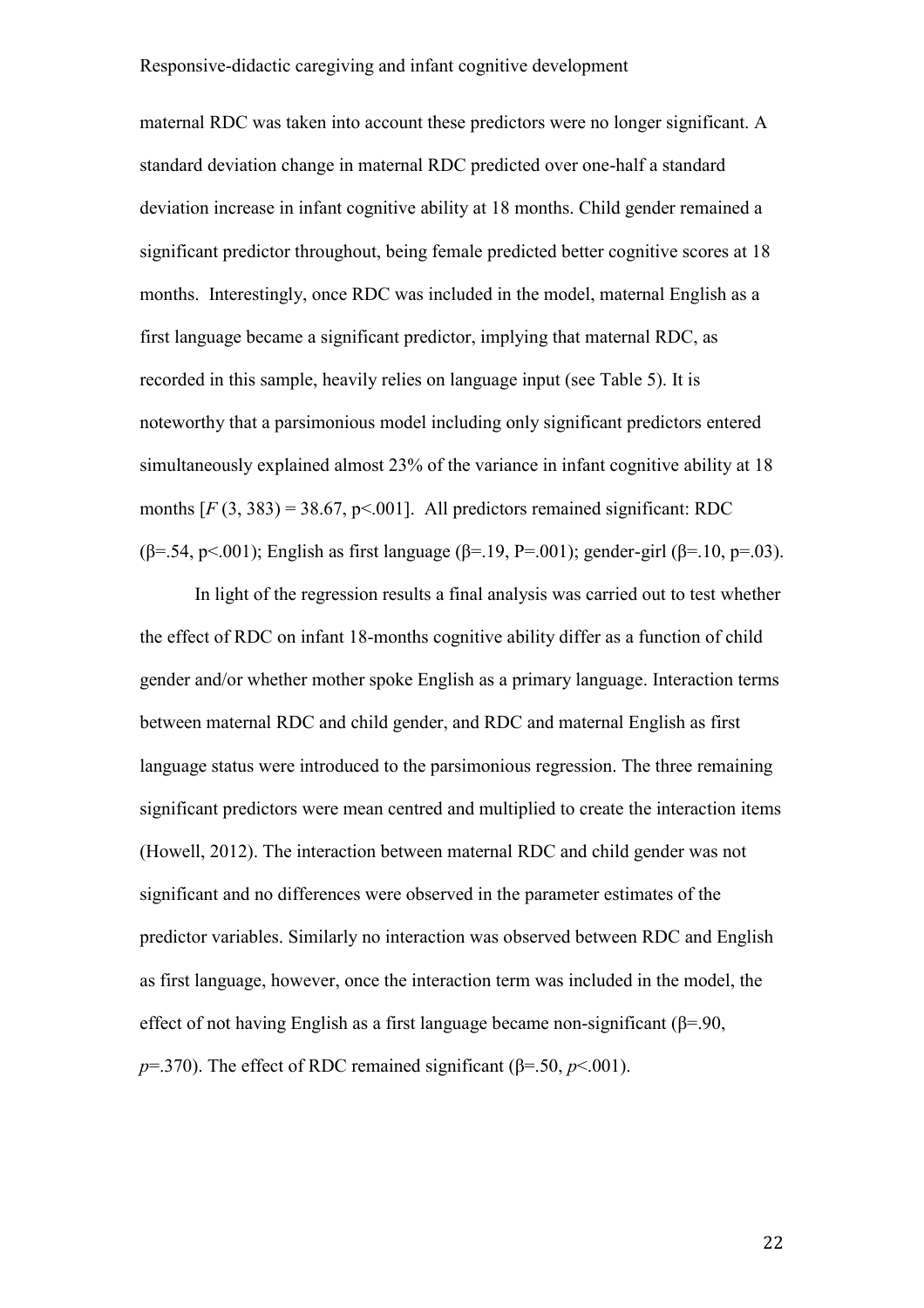maternal RDC was taken into account these predictors were no longer significant. A standard deviation change in maternal RDC predicted over one-half a standard deviation increase in infant cognitive ability at 18 months. Child gender remained a significant predictor throughout, being female predicted better cognitive scores at 18 months. Interestingly, once RDC was included in the model, maternal English as a first language became a significant predictor, implying that maternal RDC, as recorded in this sample, heavily relies on language input (see Table 5). It is noteworthy that a parsimonious model including only significant predictors entered simultaneously explained almost 23% of the variance in infant cognitive ability at 18 months [$F$ (3, 383) = 38.67, $p<.001$]. All predictors remained significant: RDC ($\beta=.54$, $p<.001$); English as first language ($\beta=.19$, $P=.001$); gender-girl ($\beta=.10$, $p=.03$).

In light of the regression results a final analysis was carried out to test whether the effect of RDC on infant 18-months cognitive ability differ as a function of child gender and/or whether mother spoke English as a primary language. Interaction terms between maternal RDC and child gender, and RDC and maternal English as first language status were introduced to the parsimonious regression. The three remaining significant predictors were mean centred and multiplied to create the interaction items (Howell, 2012). The interaction between maternal RDC and child gender was not significant and no differences were observed in the parameter estimates of the predictor variables. Similarly no interaction was observed between RDC and English as first language, however, once the interaction term was included in the model, the effect of not having English as a first language became non-significant ($\beta=.90$, $p=.370$). The effect of RDC remained significant ($\beta=.50$, $p<.001$).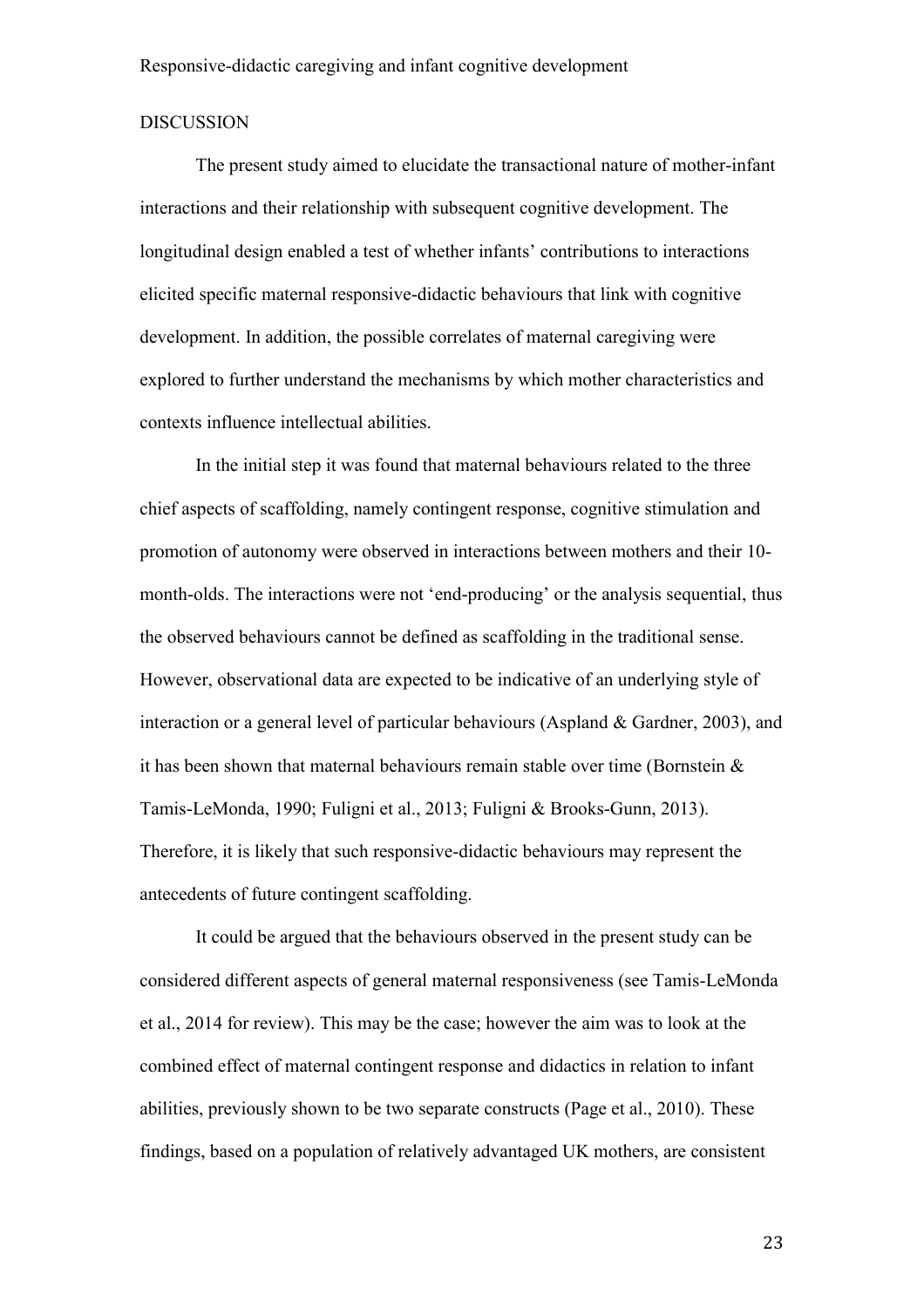## DISCUSSION

The present study aimed to elucidate the transactional nature of mother-infant interactions and their relationship with subsequent cognitive development. The longitudinal design enabled a test of whether infants' contributions to interactions elicited specific maternal responsive-didactic behaviours that link with cognitive development. In addition, the possible correlates of maternal caregiving were explored to further understand the mechanisms by which mother characteristics and contexts influence intellectual abilities.

In the initial step it was found that maternal behaviours related to the three chief aspects of scaffolding, namely contingent response, cognitive stimulation and promotion of autonomy were observed in interactions between mothers and their 10-month-olds. The interactions were not 'end-producing' or the analysis sequential, thus the observed behaviours cannot be defined as scaffolding in the traditional sense. However, observational data are expected to be indicative of an underlying style of interaction or a general level of particular behaviours (Aspland & Gardner, 2003), and it has been shown that maternal behaviours remain stable over time (Bornstein & Tamis-LeMonda, 1990; Fuligni et al., 2013; Fuligni & Brooks-Gunn, 2013). Therefore, it is likely that such responsive-didactic behaviours may represent the antecedents of future contingent scaffolding.

It could be argued that the behaviours observed in the present study can be considered different aspects of general maternal responsiveness (see Tamis-LeMonda et al., 2014 for review). This may be the case; however the aim was to look at the combined effect of maternal contingent response and didactics in relation to infant abilities, previously shown to be two separate constructs (Page et al., 2010). These findings, based on a population of relatively advantaged UK mothers, are consistent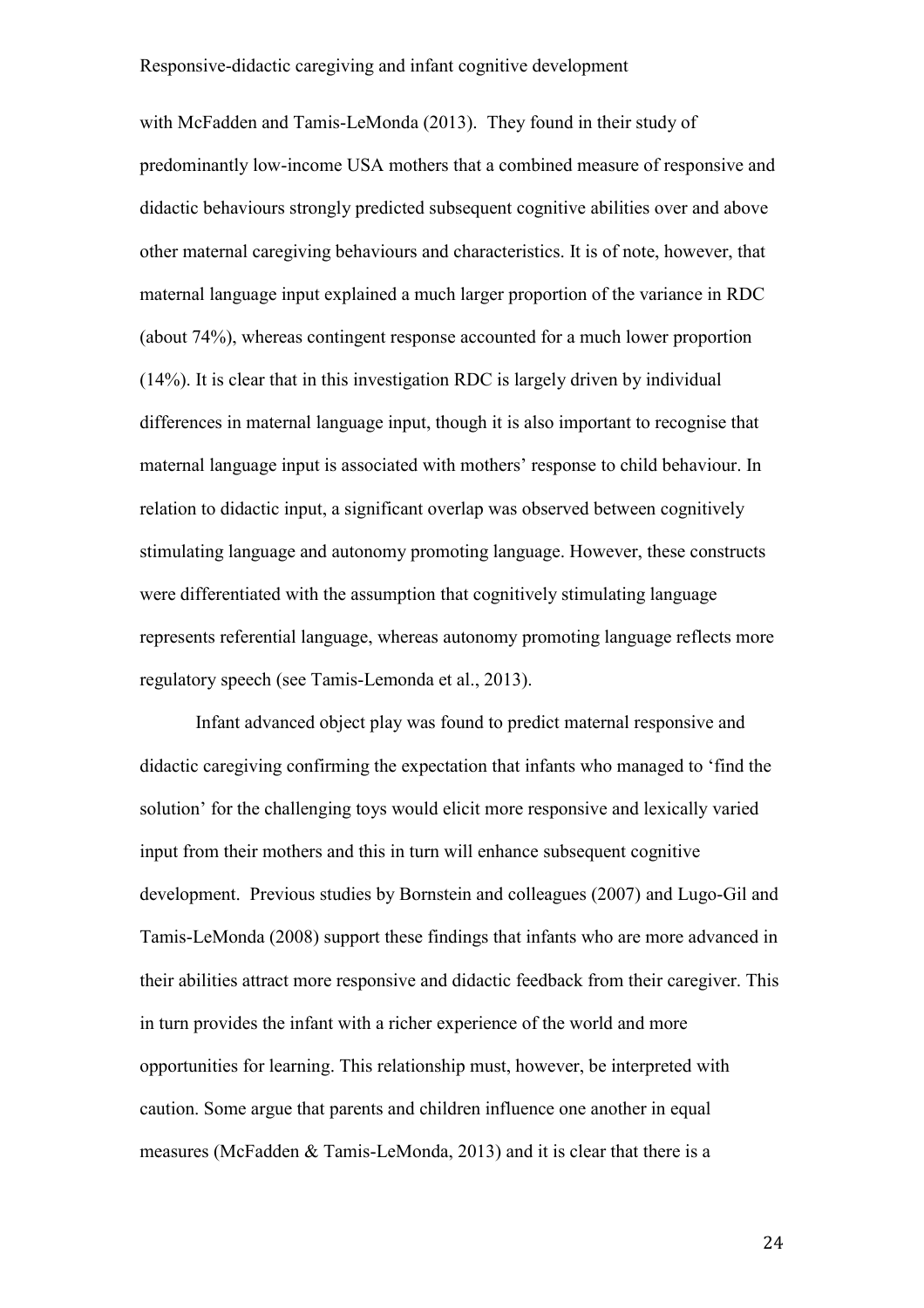with McFadden and Tamis-LeMonda (2013). They found in their study of predominantly low-income USA mothers that a combined measure of responsive and didactic behaviours strongly predicted subsequent cognitive abilities over and above other maternal caregiving behaviours and characteristics. It is of note, however, that maternal language input explained a much larger proportion of the variance in RDC (about 74%), whereas contingent response accounted for a much lower proportion (14%). It is clear that in this investigation RDC is largely driven by individual differences in maternal language input, though it is also important to recognise that maternal language input is associated with mothers' response to child behaviour. In relation to didactic input, a significant overlap was observed between cognitively stimulating language and autonomy promoting language. However, these constructs were differentiated with the assumption that cognitively stimulating language represents referential language, whereas autonomy promoting language reflects more regulatory speech (see Tamis-Lemonda et al., 2013).

Infant advanced object play was found to predict maternal responsive and didactic caregiving confirming the expectation that infants who managed to 'find the solution' for the challenging toys would elicit more responsive and lexically varied input from their mothers and this in turn will enhance subsequent cognitive development. Previous studies by Bornstein and colleagues (2007) and Lugo-Gil and Tamis-LeMonda (2008) support these findings that infants who are more advanced in their abilities attract more responsive and didactic feedback from their caregiver. This in turn provides the infant with a richer experience of the world and more opportunities for learning. This relationship must, however, be interpreted with caution. Some argue that parents and children influence one another in equal measures (McFadden & Tamis-LeMonda, 2013) and it is clear that there is a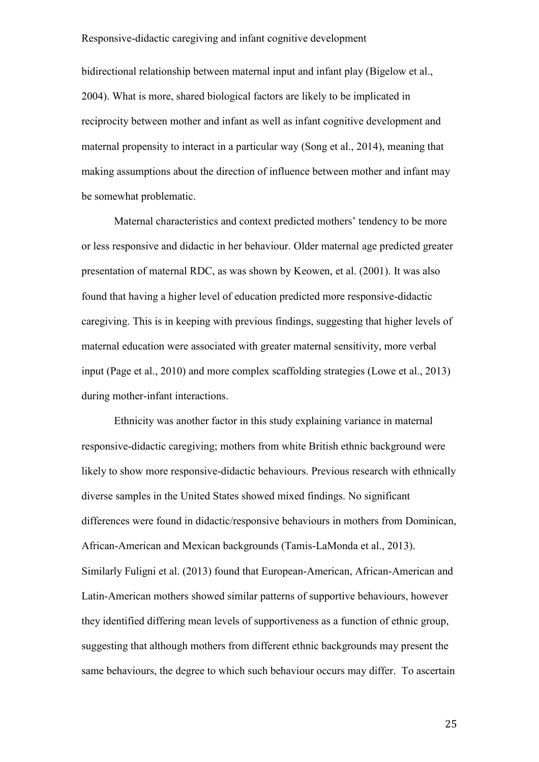bidirectional relationship between maternal input and infant play (Bigelow et al., 2004). What is more, shared biological factors are likely to be implicated in reciprocity between mother and infant as well as infant cognitive development and maternal propensity to interact in a particular way (Song et al., 2014), meaning that making assumptions about the direction of influence between mother and infant may be somewhat problematic.

Maternal characteristics and context predicted mothers' tendency to be more or less responsive and didactic in her behaviour. Older maternal age predicted greater presentation of maternal RDC, as was shown by Keowen, et al. (2001). It was also found that having a higher level of education predicted more responsive-didactic caregiving. This is in keeping with previous findings, suggesting that higher levels of maternal education were associated with greater maternal sensitivity, more verbal input (Page et al., 2010) and more complex scaffolding strategies (Lowe et al., 2013) during mother-infant interactions.

Ethnicity was another factor in this study explaining variance in maternal responsive-didactic caregiving; mothers from white British ethnic background were likely to show more responsive-didactic behaviours. Previous research with ethnically diverse samples in the United States showed mixed findings. No significant differences were found in didactic/responsive behaviours in mothers from Dominican, African-American and Mexican backgrounds (Tamis-LaMonda et al., 2013). Similarly Fuligni et al. (2013) found that European-American, African-American and Latin-American mothers showed similar patterns of supportive behaviours, however they identified differing mean levels of supportiveness as a function of ethnic group, suggesting that although mothers from different ethnic backgrounds may present the same behaviours, the degree to which such behaviour occurs may differ. To ascertain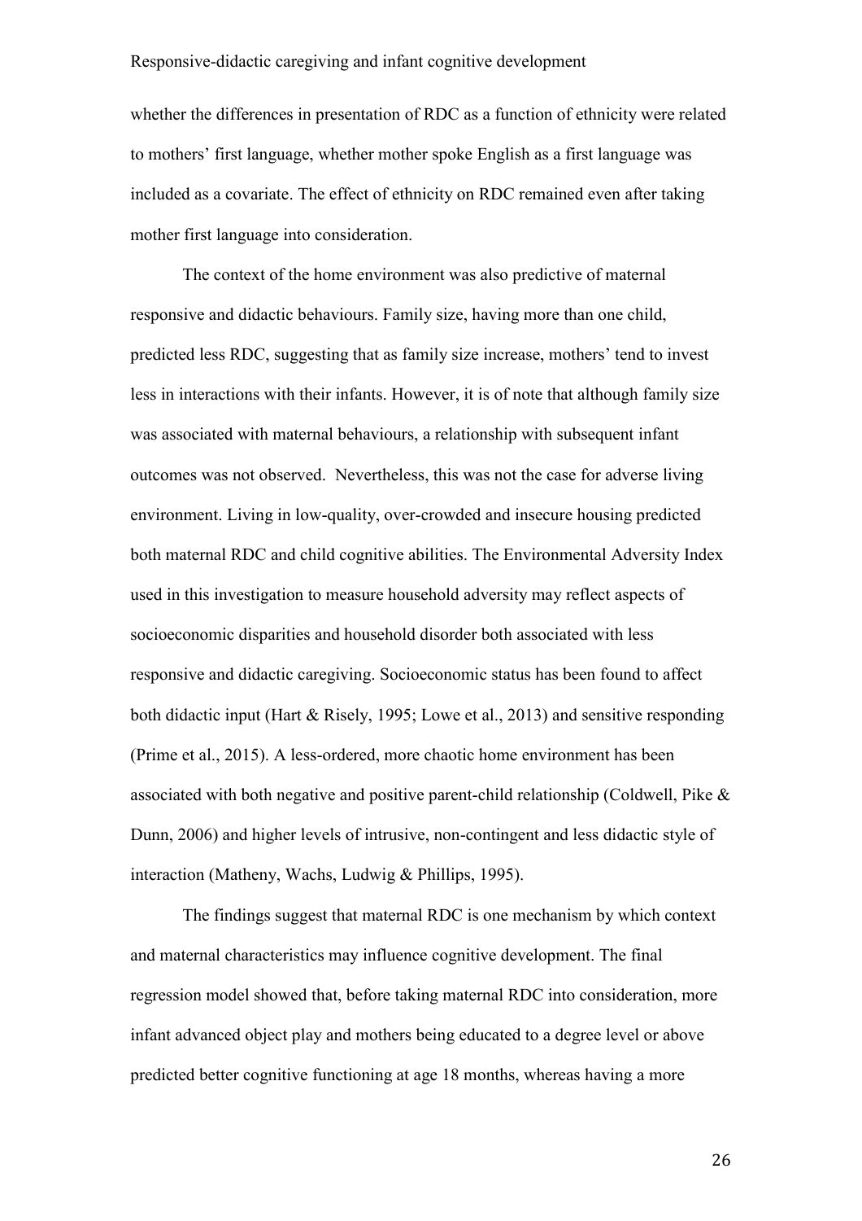whether the differences in presentation of RDC as a function of ethnicity were related to mothers' first language, whether mother spoke English as a first language was included as a covariate. The effect of ethnicity on RDC remained even after taking mother first language into consideration.

The context of the home environment was also predictive of maternal responsive and didactic behaviours. Family size, having more than one child, predicted less RDC, suggesting that as family size increase, mothers' tend to invest less in interactions with their infants. However, it is of note that although family size was associated with maternal behaviours, a relationship with subsequent infant outcomes was not observed. Nevertheless, this was not the case for adverse living environment. Living in low-quality, over-crowded and insecure housing predicted both maternal RDC and child cognitive abilities. The Environmental Adversity Index used in this investigation to measure household adversity may reflect aspects of socioeconomic disparities and household disorder both associated with less responsive and didactic caregiving. Socioeconomic status has been found to affect both didactic input (Hart & Risely, 1995; Lowe et al., 2013) and sensitive responding (Prime et al., 2015). A less-ordered, more chaotic home environment has been associated with both negative and positive parent-child relationship (Coldwell, Pike & Dunn, 2006) and higher levels of intrusive, non-contingent and less didactic style of interaction (Matheny, Wachs, Ludwig & Phillips, 1995).

The findings suggest that maternal RDC is one mechanism by which context and maternal characteristics may influence cognitive development. The final regression model showed that, before taking maternal RDC into consideration, more infant advanced object play and mothers being educated to a degree level or above predicted better cognitive functioning at age 18 months, whereas having a more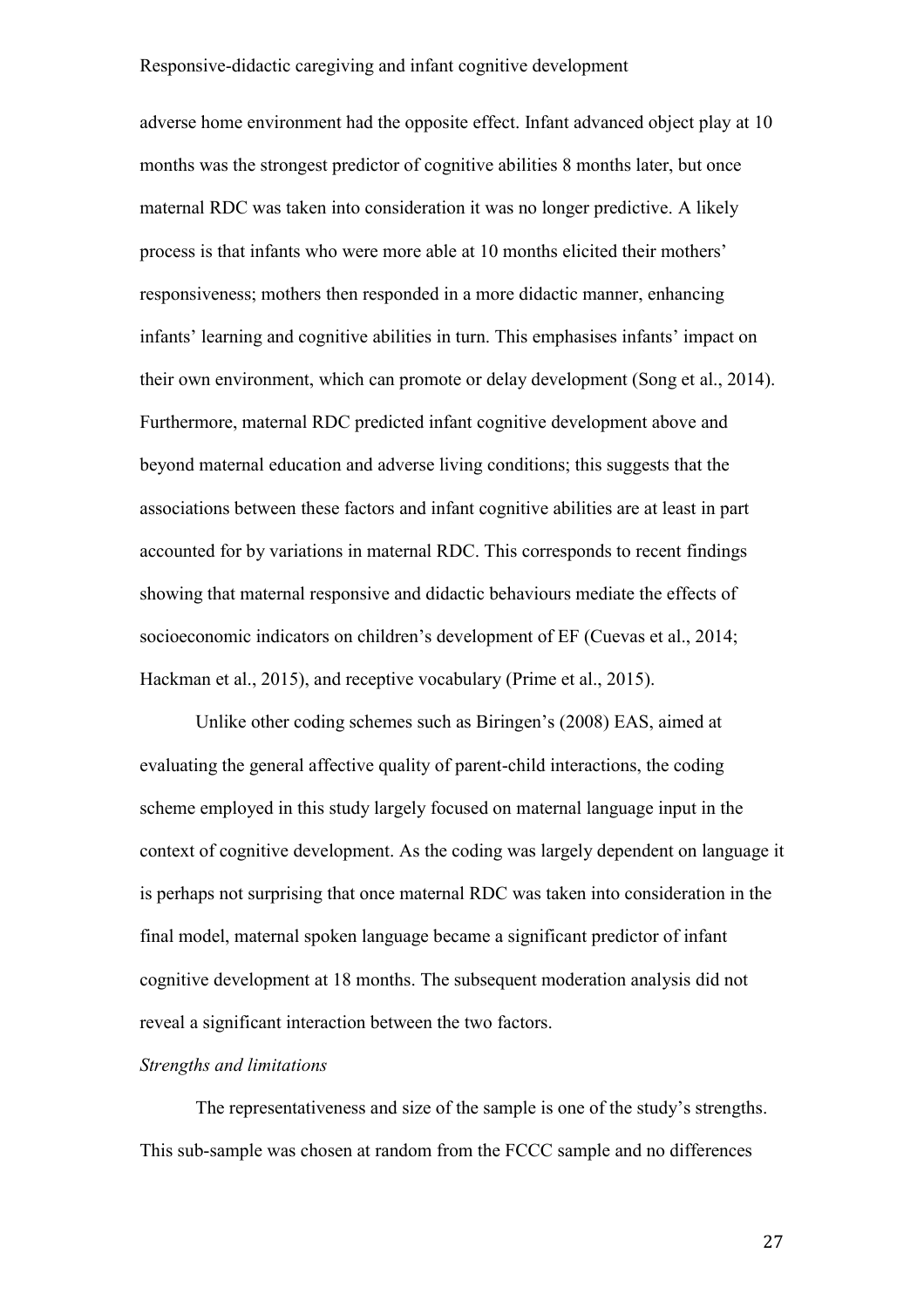adverse home environment had the opposite effect. Infant advanced object play at 10 months was the strongest predictor of cognitive abilities 8 months later, but once maternal RDC was taken into consideration it was no longer predictive. A likely process is that infants who were more able at 10 months elicited their mothers' responsiveness; mothers then responded in a more didactic manner, enhancing infants' learning and cognitive abilities in turn. This emphasises infants' impact on their own environment, which can promote or delay development (Song et al., 2014). Furthermore, maternal RDC predicted infant cognitive development above and beyond maternal education and adverse living conditions; this suggests that the associations between these factors and infant cognitive abilities are at least in part accounted for by variations in maternal RDC. This corresponds to recent findings showing that maternal responsive and didactic behaviours mediate the effects of socioeconomic indicators on children's development of EF (Cuevas et al., 2014; Hackman et al., 2015), and receptive vocabulary (Prime et al., 2015).

Unlike other coding schemes such as Biringen's (2008) EAS, aimed at evaluating the general affective quality of parent-child interactions, the coding scheme employed in this study largely focused on maternal language input in the context of cognitive development. As the coding was largely dependent on language it is perhaps not surprising that once maternal RDC was taken into consideration in the final model, maternal spoken language became a significant predictor of infant cognitive development at 18 months. The subsequent moderation analysis did not reveal a significant interaction between the two factors.

*Strengths and limitations*

The representativeness and size of the sample is one of the study's strengths. This sub-sample was chosen at random from the FCCC sample and no differences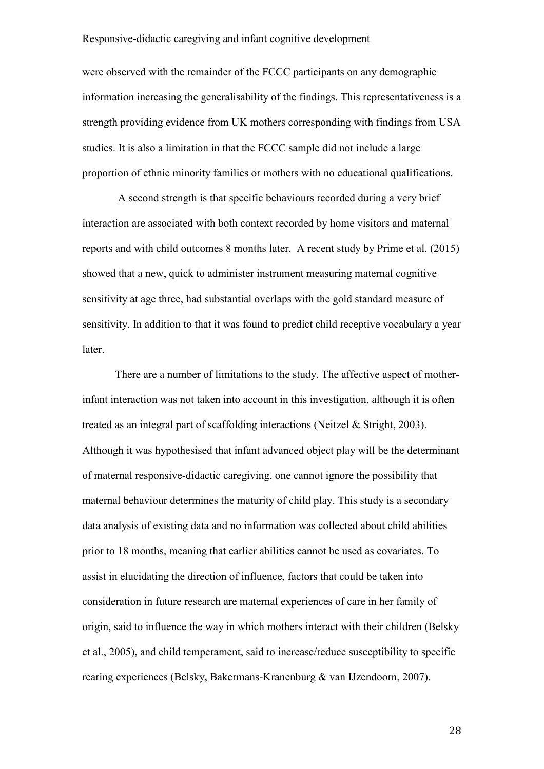were observed with the remainder of the FCCC participants on any demographic information increasing the generalisability of the findings. This representativeness is a strength providing evidence from UK mothers corresponding with findings from USA studies. It is also a limitation in that the FCCC sample did not include a large proportion of ethnic minority families or mothers with no educational qualifications.

A second strength is that specific behaviours recorded during a very brief interaction are associated with both context recorded by home visitors and maternal reports and with child outcomes 8 months later. A recent study by Prime et al. (2015) showed that a new, quick to administer instrument measuring maternal cognitive sensitivity at age three, had substantial overlaps with the gold standard measure of sensitivity. In addition to that it was found to predict child receptive vocabulary a year later.

There are a number of limitations to the study. The affective aspect of mother-infant interaction was not taken into account in this investigation, although it is often treated as an integral part of scaffolding interactions (Neitzel & Stright, 2003). Although it was hypothesised that infant advanced object play will be the determinant of maternal responsive-didactic caregiving, one cannot ignore the possibility that maternal behaviour determines the maturity of child play. This study is a secondary data analysis of existing data and no information was collected about child abilities prior to 18 months, meaning that earlier abilities cannot be used as covariates. To assist in elucidating the direction of influence, factors that could be taken into consideration in future research are maternal experiences of care in her family of origin, said to influence the way in which mothers interact with their children (Belsky et al., 2005), and child temperament, said to increase/reduce susceptibility to specific rearing experiences (Belsky, Bakermans-Kranenburg & van IJzendoorn, 2007).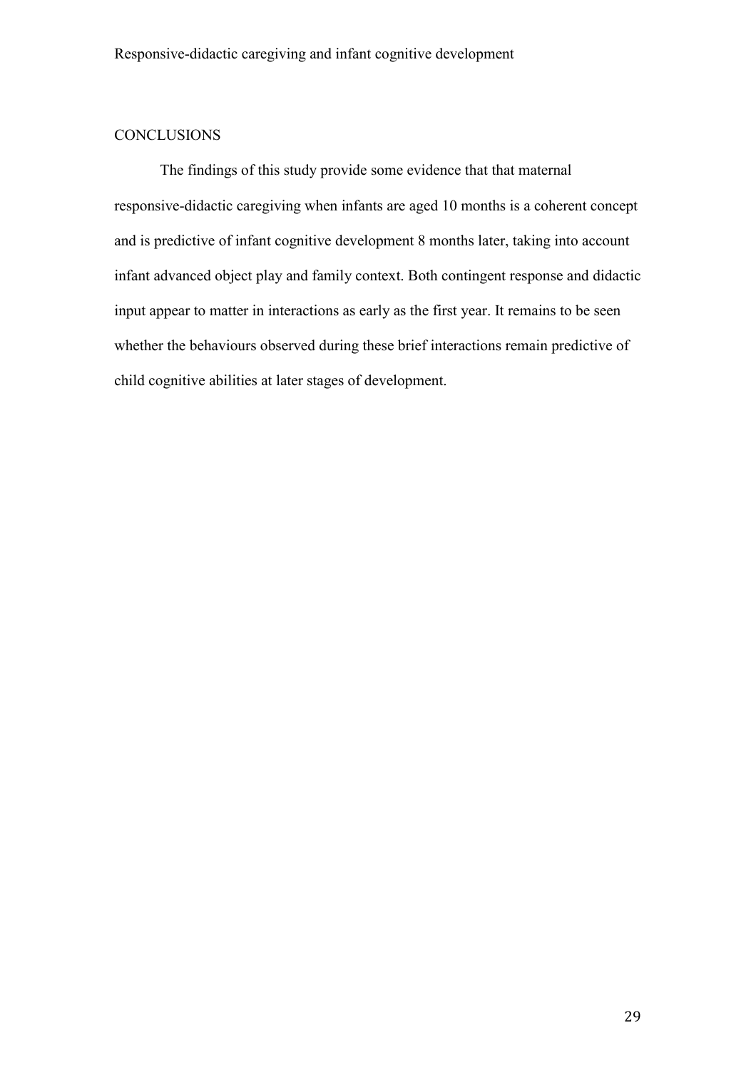## CONCLUSIONS

The findings of this study provide some evidence that that maternal responsive-didactic caregiving when infants are aged 10 months is a coherent concept and is predictive of infant cognitive development 8 months later, taking into account infant advanced object play and family context. Both contingent response and didactic input appear to matter in interactions as early as the first year. It remains to be seen whether the behaviours observed during these brief interactions remain predictive of child cognitive abilities at later stages of development.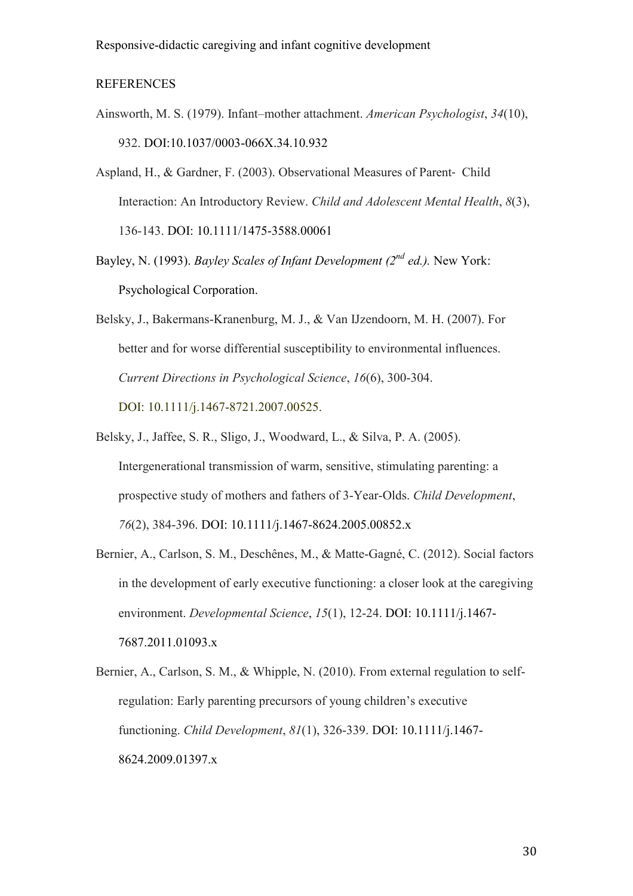## REFERENCES

Ainsworth, M. S. (1979). Infant–mother attachment. *American Psychologist*, *34*(10), 932. DOI:10.1037/0003-066X.34.10.932

Aspland, H., & Gardner, F. (2003). Observational Measures of Parent‐ Child Interaction: An Introductory Review. *Child and Adolescent Mental Health*, *8*(3), 136-143. DOI: 10.1111/1475-3588.00061

Bayley, N. (1993). *Bayley Scales of Infant Development (2nd ed.).* New York: Psychological Corporation.

Belsky, J., Bakermans-Kranenburg, M. J., & Van IJzendoorn, M. H. (2007). For better and for worse differential susceptibility to environmental influences. *Current Directions in Psychological Science*, *16*(6), 300-304. DOI: 10.1111/j.1467-8721.2007.00525.

Belsky, J., Jaffee, S. R., Sligo, J., Woodward, L., & Silva, P. A. (2005). Intergenerational transmission of warm, sensitive, stimulating parenting: a prospective study of mothers and fathers of 3-Year-Olds. *Child Development*, *76*(2), 384-396. DOI: 10.1111/j.1467-8624.2005.00852.x

Bernier, A., Carlson, S. M., Deschênes, M., & Matte-Gagné, C. (2012). Social factors in the development of early executive functioning: a closer look at the caregiving environment. *Developmental Science*, *15*(1), 12-24. DOI: 10.1111/j.1467-7687.2011.01093.x

Bernier, A., Carlson, S. M., & Whipple, N. (2010). From external regulation to self-regulation: Early parenting precursors of young children's executive functioning. *Child Development*, *81*(1), 326-339. DOI: 10.1111/j.1467-8624.2009.01397.x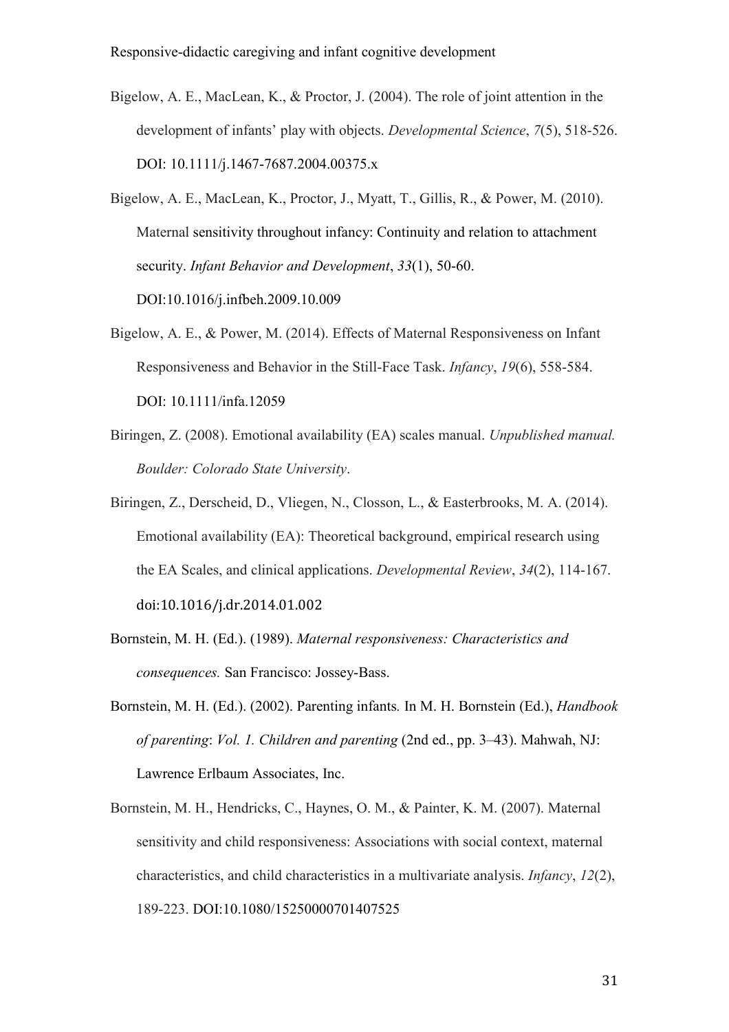Bigelow, A. E., MacLean, K., & Proctor, J. (2004). The role of joint attention in the development of infants' play with objects. *Developmental Science*, *7*(5), 518-526. DOI: 10.1111/j.1467-7687.2004.00375.x

Bigelow, A. E., MacLean, K., Proctor, J., Myatt, T., Gillis, R., & Power, M. (2010). Maternal sensitivity throughout infancy: Continuity and relation to attachment security. *Infant Behavior and Development*, *33*(1), 50-60. DOI:10.1016/j.infbeh.2009.10.009

Bigelow, A. E., & Power, M. (2014). Effects of Maternal Responsiveness on Infant Responsiveness and Behavior in the Still-Face Task. *Infancy*, *19*(6), 558-584. DOI: 10.1111/infa.12059

Biringen, Z. (2008). Emotional availability (EA) scales manual. *Unpublished manual. Boulder: Colorado State University*.

Biringen, Z., Derscheid, D., Vliegen, N., Closson, L., & Easterbrooks, M. A. (2014). Emotional availability (EA): Theoretical background, empirical research using the EA Scales, and clinical applications. *Developmental Review*, *34*(2), 114-167. doi:10.1016/j.dr.2014.01.002

Bornstein, M. H. (Ed.). (1989). *Maternal responsiveness: Characteristics and consequences.* San Francisco: Jossey-Bass.

Bornstein, M. H. (Ed.). (2002). Parenting infants*.* In M. H. Bornstein (Ed.), *Handbook of parenting*: *Vol. 1. Children and parenting* (2nd ed., pp. 3–43). Mahwah, NJ: Lawrence Erlbaum Associates, Inc.

Bornstein, M. H., Hendricks, C., Haynes, O. M., & Painter, K. M. (2007). Maternal sensitivity and child responsiveness: Associations with social context, maternal characteristics, and child characteristics in a multivariate analysis. *Infancy*, *12*(2), 189-223. DOI:10.1080/15250000701407525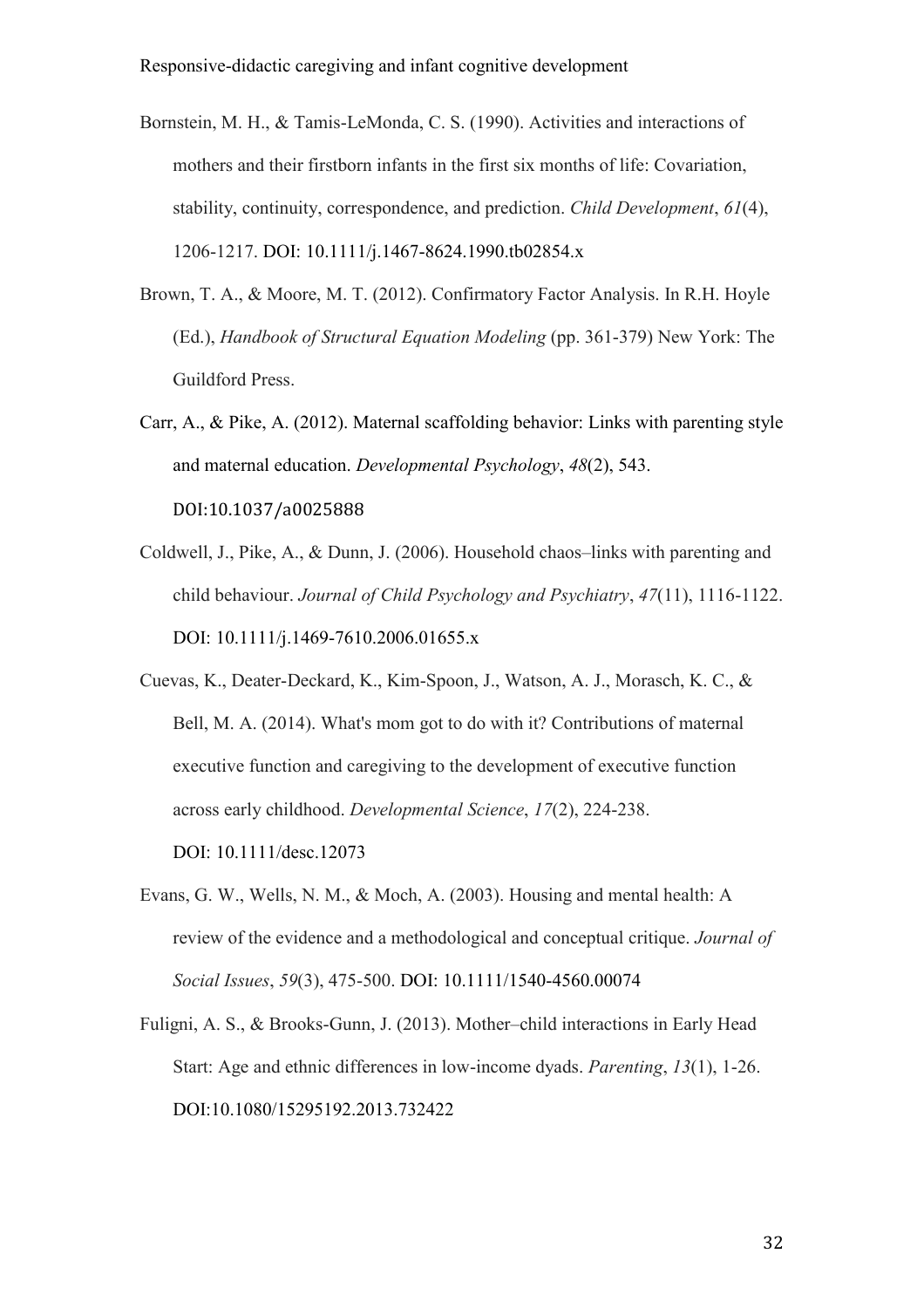Bornstein, M. H., & Tamis-LeMonda, C. S. (1990). Activities and interactions of mothers and their firstborn infants in the first six months of life: Covariation, stability, continuity, correspondence, and prediction. *Child Development*, *61*(4), 1206-1217. DOI: 10.1111/j.1467-8624.1990.tb02854.x

Brown, T. A., & Moore, M. T. (2012). Confirmatory Factor Analysis. In R.H. Hoyle (Ed.), *Handbook of Structural Equation Modeling* (pp. 361-379) New York: The Guildford Press.

Carr, A., & Pike, A. (2012). Maternal scaffolding behavior: Links with parenting style and maternal education. *Developmental Psychology*, *48*(2), 543. DOI:10.1037/a0025888

Coldwell, J., Pike, A., & Dunn, J. (2006). Household chaos–links with parenting and child behaviour. *Journal of Child Psychology and Psychiatry*, *47*(11), 1116-1122. DOI: 10.1111/j.1469-7610.2006.01655.x

Cuevas, K., Deater-Deckard, K., Kim-Spoon, J., Watson, A. J., Morasch, K. C., & Bell, M. A. (2014). What's mom got to do with it? Contributions of maternal executive function and caregiving to the development of executive function across early childhood. *Developmental Science*, *17*(2), 224-238. DOI: 10.1111/desc.12073

Evans, G. W., Wells, N. M., & Moch, A. (2003). Housing and mental health: A review of the evidence and a methodological and conceptual critique. *Journal of Social Issues*, *59*(3), 475-500. DOI: 10.1111/1540-4560.00074

Fuligni, A. S., & Brooks-Gunn, J. (2013). Mother–child interactions in Early Head Start: Age and ethnic differences in low-income dyads. *Parenting*, *13*(1), 1-26. DOI:10.1080/15295192.2013.732422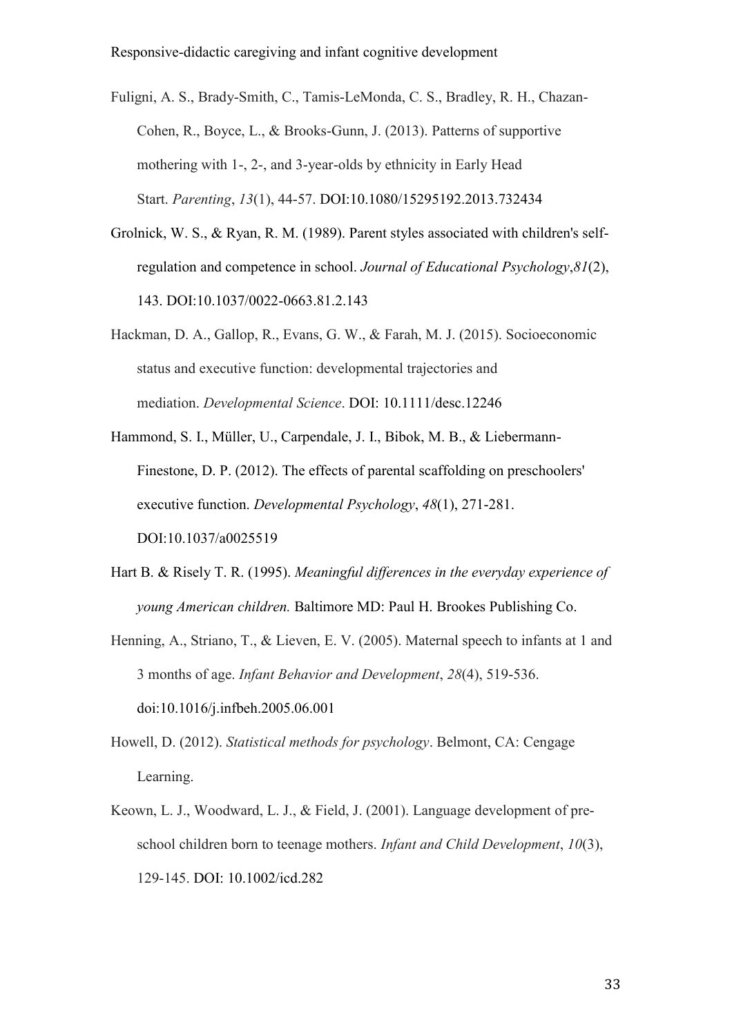Fuligni, A. S., Brady-Smith, C., Tamis-LeMonda, C. S., Bradley, R. H., Chazan-Cohen, R., Boyce, L., & Brooks-Gunn, J. (2013). Patterns of supportive mothering with 1-, 2-, and 3-year-olds by ethnicity in Early Head Start. *Parenting*, *13*(1), 44-57. DOI:10.1080/15295192.2013.732434

Grolnick, W. S., & Ryan, R. M. (1989). Parent styles associated with children's self-regulation and competence in school. *Journal of Educational Psychology*,*81*(2), 143. DOI:10.1037/0022-0663.81.2.143

Hackman, D. A., Gallop, R., Evans, G. W., & Farah, M. J. (2015). Socioeconomic status and executive function: developmental trajectories and mediation. *Developmental Science*. DOI: 10.1111/desc.12246

Hammond, S. I., Müller, U., Carpendale, J. I., Bibok, M. B., & Liebermann-Finestone, D. P. (2012). The effects of parental scaffolding on preschoolers' executive function. *Developmental Psychology*, *48*(1), 271-281. DOI:10.1037/a0025519

Hart B. & Risely T. R. (1995). *Meaningful differences in the everyday experience of young American children.* Baltimore MD: Paul H. Brookes Publishing Co.

Henning, A., Striano, T., & Lieven, E. V. (2005). Maternal speech to infants at 1 and 3 months of age. *Infant Behavior and Development*, *28*(4), 519-536. doi:10.1016/j.infbeh.2005.06.001

Howell, D. (2012). *Statistical methods for psychology*. Belmont, CA: Cengage Learning.

Keown, L. J., Woodward, L. J., & Field, J. (2001). Language development of pre-school children born to teenage mothers. *Infant and Child Development*, *10*(3), 129-145. DOI: 10.1002/icd.282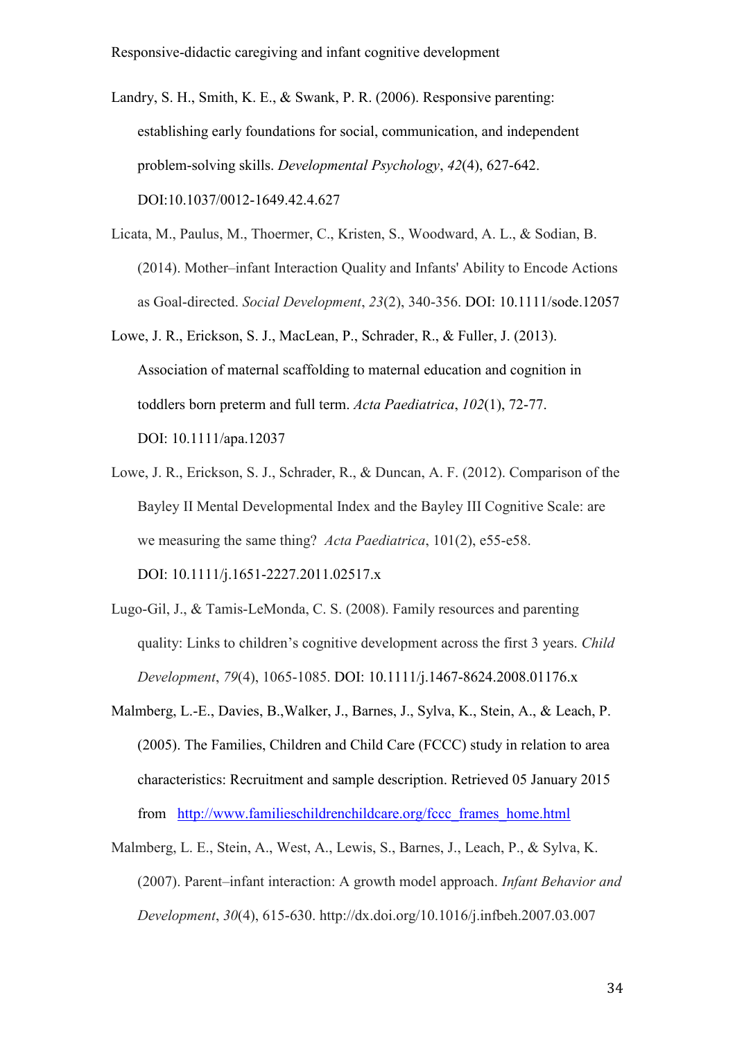Landry, S. H., Smith, K. E., & Swank, P. R. (2006). Responsive parenting: establishing early foundations for social, communication, and independent problem-solving skills. *Developmental Psychology*, *42*(4), 627-642. DOI:10.1037/0012-1649.42.4.627

Licata, M., Paulus, M., Thoermer, C., Kristen, S., Woodward, A. L., & Sodian, B. (2014). Mother–infant Interaction Quality and Infants' Ability to Encode Actions as Goal-directed. *Social Development*, *23*(2), 340-356. DOI: 10.1111/sode.12057

Lowe, J. R., Erickson, S. J., MacLean, P., Schrader, R., & Fuller, J. (2013). Association of maternal scaffolding to maternal education and cognition in toddlers born preterm and full term. *Acta Paediatrica*, *102*(1), 72-77. DOI: 10.1111/apa.12037

Lowe, J. R., Erickson, S. J., Schrader, R., & Duncan, A. F. (2012). Comparison of the Bayley II Mental Developmental Index and the Bayley III Cognitive Scale: are we measuring the same thing? *Acta Paediatrica*, 101(2), e55-e58. DOI: 10.1111/j.1651-2227.2011.02517.x

Lugo-Gil, J., & Tamis-LeMonda, C. S. (2008). Family resources and parenting quality: Links to children's cognitive development across the first 3 years. *Child Development*, *79*(4), 1065-1085. DOI: 10.1111/j.1467-8624.2008.01176.x

Malmberg, L.-E., Davies, B.,Walker, J., Barnes, J., Sylva, K., Stein, A., & Leach, P. (2005). The Families, Children and Child Care (FCCC) study in relation to area characteristics: Recruitment and sample description. Retrieved 05 January 2015 from http://www.familieschildrenchildcare.org/fccc_frames_home.html

Malmberg, L. E., Stein, A., West, A., Lewis, S., Barnes, J., Leach, P., & Sylva, K. (2007). Parent–infant interaction: A growth model approach. *Infant Behavior and Development*, *30*(4), 615-630. http://dx.doi.org/10.1016/j.infbeh.2007.03.007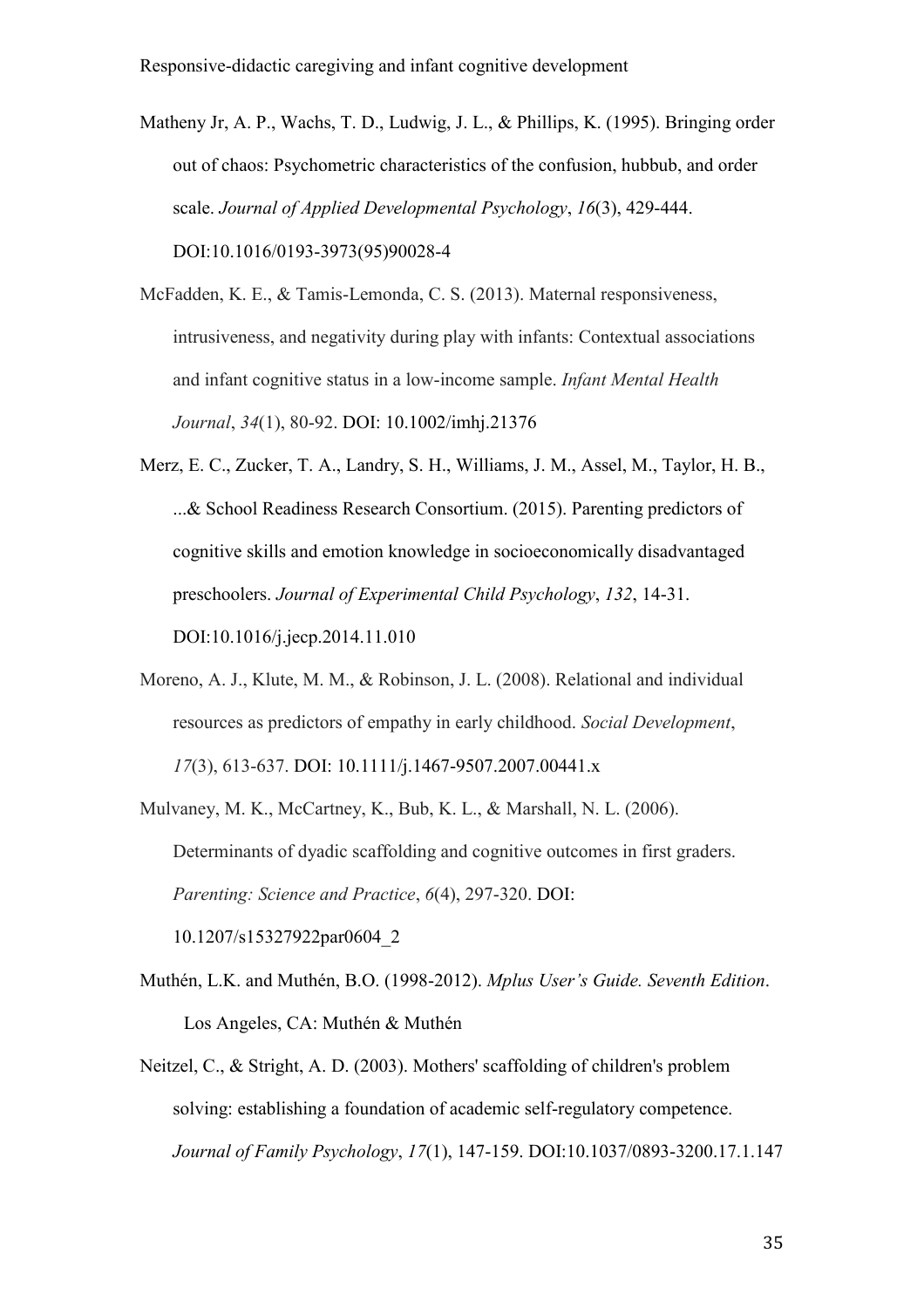Matheny Jr, A. P., Wachs, T. D., Ludwig, J. L., & Phillips, K. (1995). Bringing order out of chaos: Psychometric characteristics of the confusion, hubbub, and order scale. *Journal of Applied Developmental Psychology*, *16*(3), 429-444. DOI:10.1016/0193-3973(95)90028-4

McFadden, K. E., & Tamis-Lemonda, C. S. (2013). Maternal responsiveness, intrusiveness, and negativity during play with infants: Contextual associations and infant cognitive status in a low-income sample. *Infant Mental Health Journal*, *34*(1), 80-92. DOI: 10.1002/imhj.21376

Merz, E. C., Zucker, T. A., Landry, S. H., Williams, J. M., Assel, M., Taylor, H. B., ...& School Readiness Research Consortium. (2015). Parenting predictors of cognitive skills and emotion knowledge in socioeconomically disadvantaged preschoolers. *Journal of Experimental Child Psychology*, *132*, 14-31. DOI:10.1016/j.jecp.2014.11.010

Moreno, A. J., Klute, M. M., & Robinson, J. L. (2008). Relational and individual resources as predictors of empathy in early childhood. *Social Development*, *17*(3), 613-637. DOI: 10.1111/j.1467-9507.2007.00441.x

Mulvaney, M. K., McCartney, K., Bub, K. L., & Marshall, N. L. (2006). Determinants of dyadic scaffolding and cognitive outcomes in first graders. *Parenting: Science and Practice*, *6*(4), 297-320. DOI: 10.1207/s15327922par0604_2

Muthén, L.K. and Muthén, B.O. (1998-2012). *Mplus User's Guide. Seventh Edition*. Los Angeles, CA: Muthén & Muthén

Neitzel, C., & Stright, A. D. (2003). Mothers' scaffolding of children's problem solving: establishing a foundation of academic self-regulatory competence. *Journal of Family Psychology*, *17*(1), 147-159. DOI:10.1037/0893-3200.17.1.147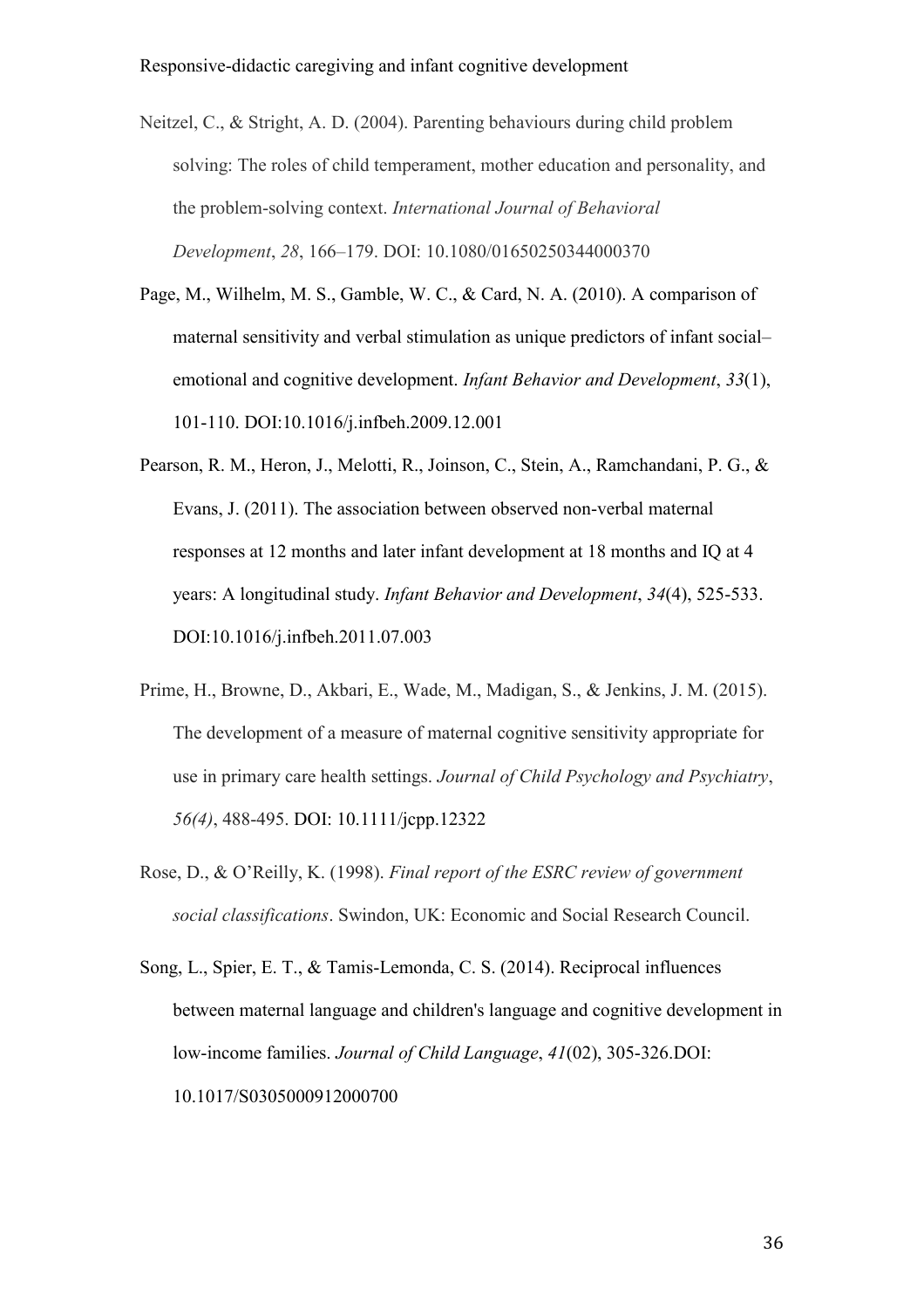Neitzel, C., & Stright, A. D. (2004). Parenting behaviours during child problem solving: The roles of child temperament, mother education and personality, and the problem-solving context. *International Journal of Behavioral Development*, *28*, 166–179. DOI: 10.1080/01650250344000370

Page, M., Wilhelm, M. S., Gamble, W. C., & Card, N. A. (2010). A comparison of maternal sensitivity and verbal stimulation as unique predictors of infant social–emotional and cognitive development. *Infant Behavior and Development*, *33*(1), 101-110. DOI:10.1016/j.infbeh.2009.12.001

Pearson, R. M., Heron, J., Melotti, R., Joinson, C., Stein, A., Ramchandani, P. G., & Evans, J. (2011). The association between observed non-verbal maternal responses at 12 months and later infant development at 18 months and IQ at 4 years: A longitudinal study. *Infant Behavior and Development*, *34*(4), 525-533. DOI:10.1016/j.infbeh.2011.07.003

Prime, H., Browne, D., Akbari, E., Wade, M., Madigan, S., & Jenkins, J. M. (2015). The development of a measure of maternal cognitive sensitivity appropriate for use in primary care health settings. *Journal of Child Psychology and Psychiatry*, *56(4)*, 488-495. DOI: 10.1111/jcpp.12322

Rose, D., & O'Reilly, K. (1998). *Final report of the ESRC review of government social classifications*. Swindon, UK: Economic and Social Research Council.

Song, L., Spier, E. T., & Tamis-Lemonda, C. S. (2014). Reciprocal influences between maternal language and children's language and cognitive development in low-income families. *Journal of Child Language*, *41*(02), 305-326.DOI: 10.1017/S0305000912000700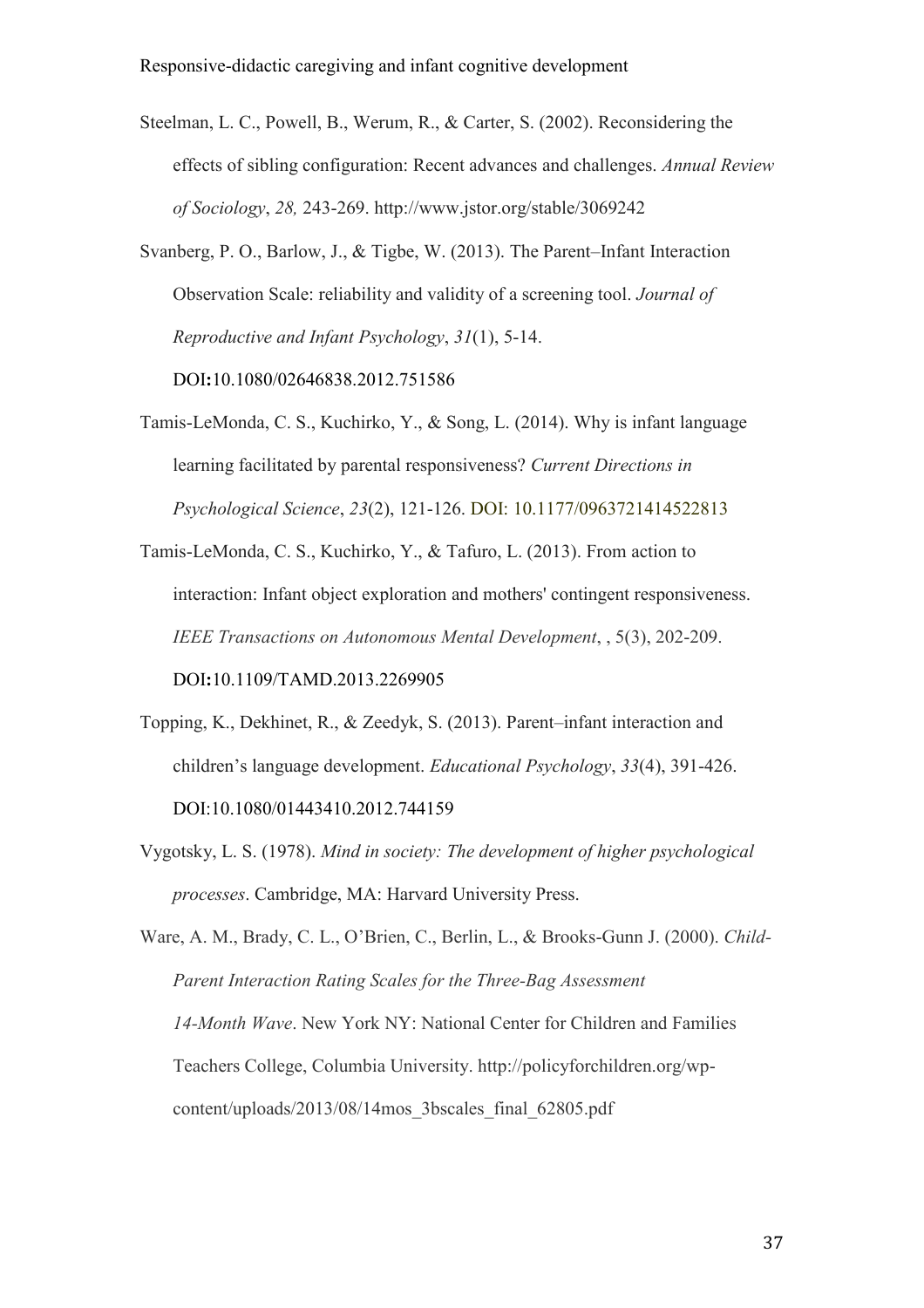Steelman, L. C., Powell, B., Werum, R., & Carter, S. (2002). Reconsidering the effects of sibling configuration: Recent advances and challenges. *Annual Review of Sociology*, *28,* 243-269. http://www.jstor.org/stable/3069242

Svanberg, P. O., Barlow, J., & Tigbe, W. (2013). The Parent–Infant Interaction Observation Scale: reliability and validity of a screening tool. *Journal of Reproductive and Infant Psychology*, *31*(1), 5-14. DOI**:**10.1080/02646838.2012.751586

Tamis-LeMonda, C. S., Kuchirko, Y., & Song, L. (2014). Why is infant language learning facilitated by parental responsiveness? *Current Directions in Psychological Science*, *23*(2), 121-126. DOI: 10.1177/0963721414522813

Tamis-LeMonda, C. S., Kuchirko, Y., & Tafuro, L. (2013). From action to interaction: Infant object exploration and mothers' contingent responsiveness. *IEEE Transactions on Autonomous Mental Development*, , 5(3), 202-209. DOI**:**10.1109/TAMD.2013.2269905

Topping, K., Dekhinet, R., & Zeedyk, S. (2013). Parent–infant interaction and children's language development. *Educational Psychology*, *33*(4), 391-426. DOI:10.1080/01443410.2012.744159

Vygotsky, L. S. (1978). *Mind in society: The development of higher psychological processes*. Cambridge, MA: Harvard University Press.

Ware, A. M., Brady, C. L., O'Brien, C., Berlin, L., & Brooks-Gunn J. (2000). *Child-Parent Interaction Rating Scales for the Three-Bag Assessment 14-Month Wave*. New York NY: National Center for Children and Families Teachers College, Columbia University. http://policyforchildren.org/wp-content/uploads/2013/08/14mos_3bscales_final_62805.pdf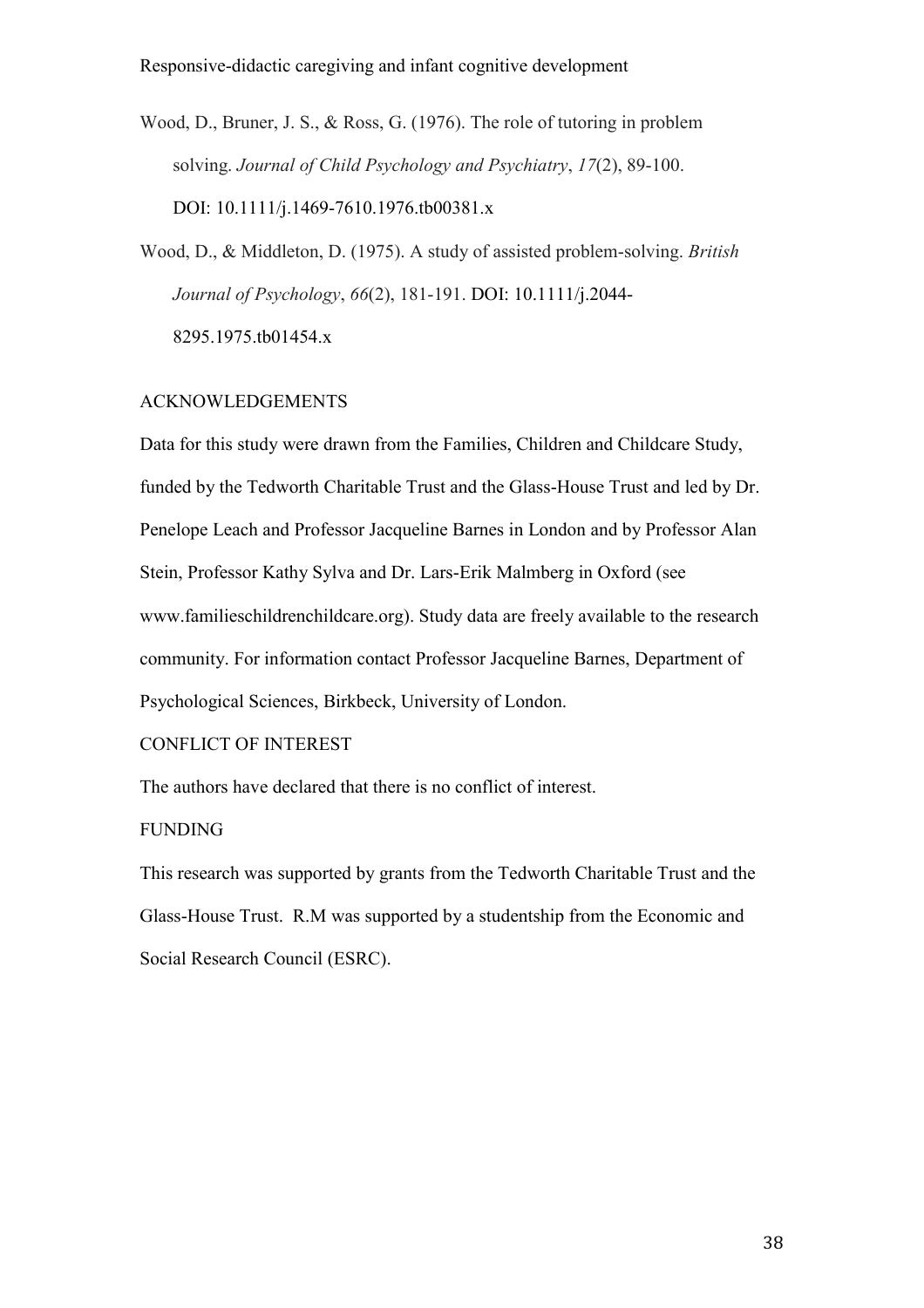Wood, D., Bruner, J. S., & Ross, G. (1976). The role of tutoring in problem solving. *Journal of Child Psychology and Psychiatry*, *17*(2), 89-100. DOI: 10.1111/j.1469-7610.1976.tb00381.x

Wood, D., & Middleton, D. (1975). A study of assisted problem-solving. *British Journal of Psychology*, *66*(2), 181-191. DOI: 10.1111/j.2044-8295.1975.tb01454.x

## ACKNOWLEDGEMENTS

Data for this study were drawn from the Families, Children and Childcare Study, funded by the Tedworth Charitable Trust and the Glass-House Trust and led by Dr. Penelope Leach and Professor Jacqueline Barnes in London and by Professor Alan Stein, Professor Kathy Sylva and Dr. Lars-Erik Malmberg in Oxford (see www.familieschildrenchildcare.org). Study data are freely available to the research community. For information contact Professor Jacqueline Barnes, Department of Psychological Sciences, Birkbeck, University of London.

## CONFLICT OF INTEREST

The authors have declared that there is no conflict of interest.

## FUNDING

This research was supported by grants from the Tedworth Charitable Trust and the Glass-House Trust. R.M was supported by a studentship from the Economic and Social Research Council (ESRC).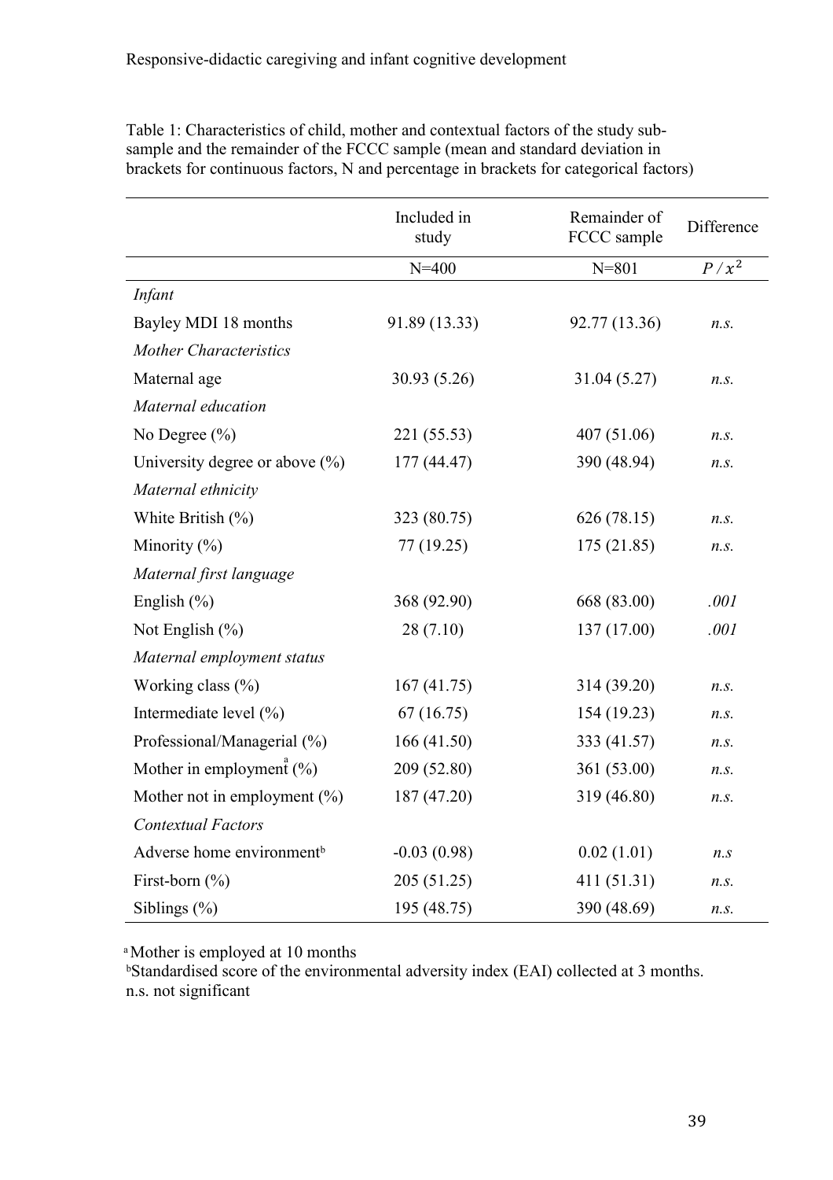Table 1: Characteristics of child, mother and contextual factors of the study sub-sample and the remainder of the FCCC sample (mean and standard deviation in brackets for continuous factors, N and percentage in brackets for categorical factors)

| | Included in study | Remainder of FCCC sample | Difference |
|---|---|---|---|
| | N=400 | N=801 | $P / x^2$ |
| *Infant* | | | |
| Bayley MDI 18 months | 91.89 (13.33) | 92.77 (13.36) | *n.s.* |
| *Mother Characteristics* | | | |
| Maternal age | 30.93 (5.26) | 31.04 (5.27) | *n.s.* |
| *Maternal education* | | | |
| No Degree (%) | 221 (55.53) | 407 (51.06) | *n.s.* |
| University degree or above (%) | 177 (44.47) | 390 (48.94) | *n.s.* |
| *Maternal ethnicity* | | | |
| White British (%) | 323 (80.75) | 626 (78.15) | *n.s.* |
| Minority (%) | 77 (19.25) | 175 (21.85) | *n.s.* |
| *Maternal first language* | | | |
| English (%) | 368 (92.90) | 668 (83.00) | *.001* |
| Not English (%) | 28 (7.10) | 137 (17.00) | *.001* |
| *Maternal employment status* | | | |
| Working class (%) | 167 (41.75) | 314 (39.20) | *n.s.* |
| Intermediate level (%) | 67 (16.75) | 154 (19.23) | *n.s.* |
| Professional/Managerial (%) | 166 (41.50) | 333 (41.57) | *n.s.* |
| Mother in employment[a] (%) | 209 (52.80) | 361 (53.00) | *n.s.* |
| Mother not in employment (%) | 187 (47.20) | 319 (46.80) | *n.s.* |
| *Contextual Factors* | | | |
| Adverse home environment[b] | -0.03 (0.98) | 0.02 (1.01) | *n.s* |
| First-born (%) | 205 (51.25) | 411 (51.31) | *n.s.* |
| Siblings (%) | 195 (48.75) | 390 (48.69) | *n.s.* |

[a] Mother is employed at 10 months
[b] Standardised score of the environmental adversity index (EAI) collected at 3 months.
n.s. not significant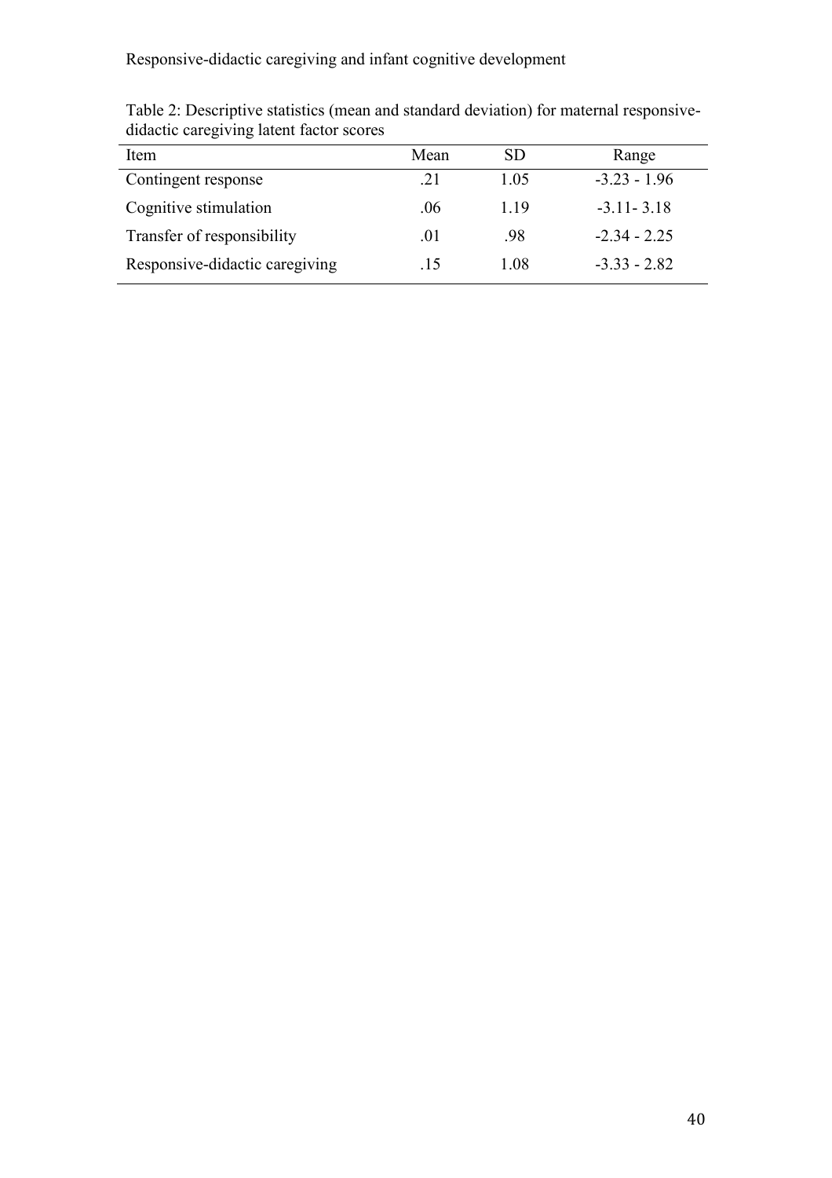Table 2: Descriptive statistics (mean and standard deviation) for maternal responsive-didactic caregiving latent factor scores

| Item | Mean | SD | Range |
|---|---|---|---|
| Contingent response | .21 | 1.05 | -3.23 - 1.96 |
| Cognitive stimulation | .06 | 1.19 | -3.11- 3.18 |
| Transfer of responsibility | .01 | .98 | -2.34 - 2.25 |
| Responsive-didactic caregiving | .15 | 1.08 | -3.33 - 2.82 |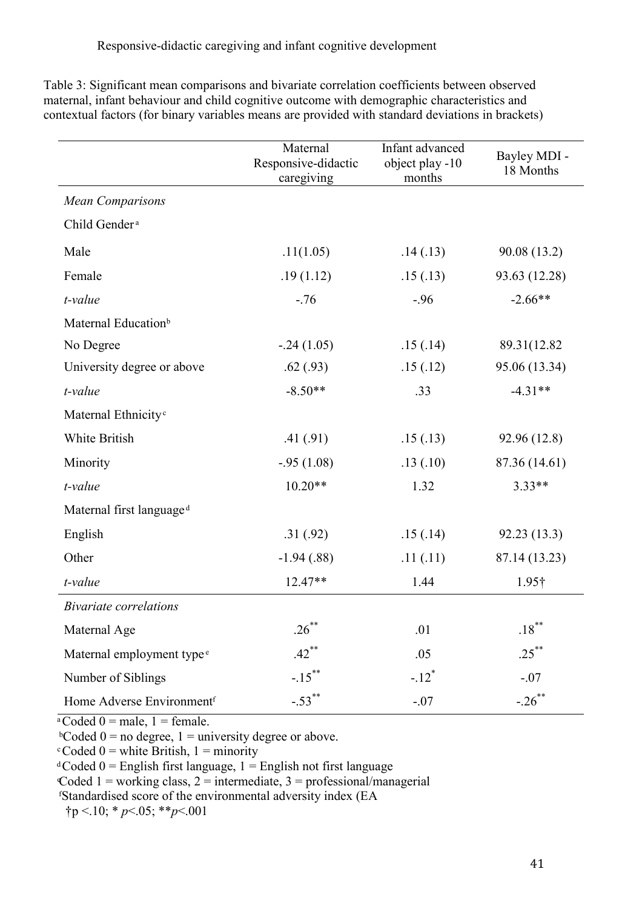Table 3: Significant mean comparisons and bivariate correlation coefficients between observed maternal, infant behaviour and child cognitive outcome with demographic characteristics and contextual factors (for binary variables means are provided with standard deviations in brackets)

| | Maternal Responsive-didactic caregiving | Infant advanced object play -10 months | Bayley MDI - 18 Months |
|---|---|---|---|
| *Mean Comparisons* | | | |
| Child Gender [a] | | | |
| Male | .11(1.05) | .14 (.13) | 90.08 (13.2) |
| Female | .19 (1.12) | .15 (.13) | 93.63 (12.28) |
| *t-value* | -.76 | -.96 | -2.66** |
| Maternal Education [b] | | | |
| No Degree | -.24 (1.05) | .15 (.14) | 89.31(12.82 |
| University degree or above | .62 (.93) | .15 (.12) | 95.06 (13.34) |
| *t-value* | -8.50** | .33 | -4.31** |
| Maternal Ethnicity [c] | | | |
| White British | .41 (.91) | .15 (.13) | 92.96 (12.8) |
| Minority | -.95 (1.08) | .13 (.10) | 87.36 (14.61) |
| *t-value* | 10.20** | 1.32 | 3.33** |
| Maternal first language [d] | | | |
| English | .31 (.92) | .15 (.14) | 92.23 (13.3) |
| Other | -1.94 (.88) | .11 (.11) | 87.14 (13.23) |
| *t-value* | 12.47** | 1.44 | 1.95† |
| *Bivariate correlations* | | | |
| Maternal Age | .26** | .01 | .18** |
| Maternal employment type [e] | .42** | .05 | .25** |
| Number of Siblings | -.15** | -.12* | -.07 |
| Home Adverse Environment [f] | -.53** | -.07 | -.26** |

[a] Coded 0 = male, 1 = female.
[b] Coded 0 = no degree, 1 = university degree or above.
[c] Coded 0 = white British, 1 = minority
[d] Coded 0 = English first language, 1 = English not first language
[e] Coded 1 = working class, 2 = intermediate, 3 = professional/managerial
[f] Standardised score of the environmental adversity index (EA
†p <.10; * *p*<.05; ***p*<.001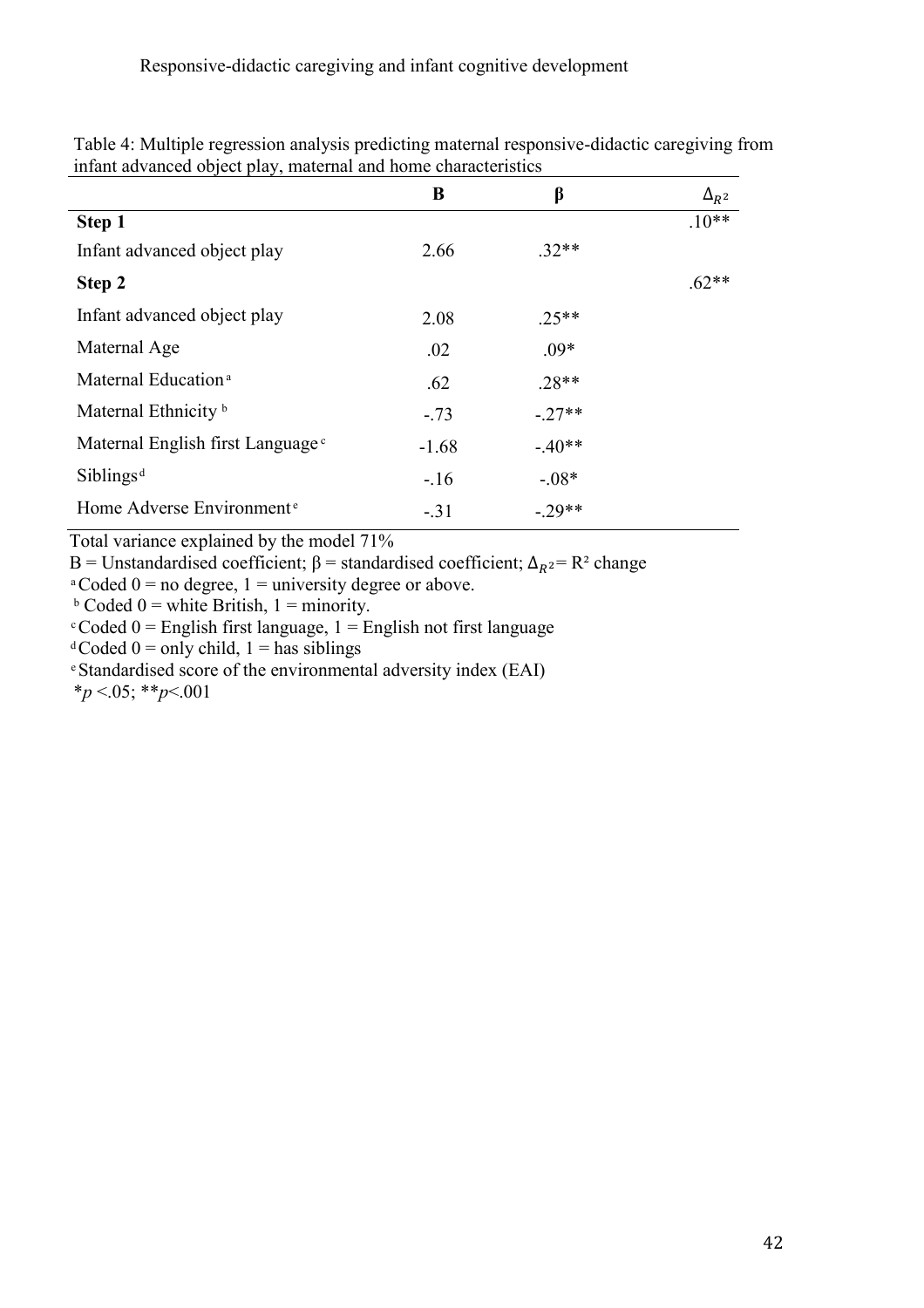Table 4: Multiple regression analysis predicting maternal responsive-didactic caregiving from infant advanced object play, maternal and home characteristics

| | B | β | $\Delta_{R^2}$ |
|---|---|---|---|
| **Step 1** | | | .10** |
| Infant advanced object play | 2.66 | .32** | |
| **Step 2** | | | .62** |
| Infant advanced object play | 2.08 | .25** | |
| Maternal Age | .02 | .09* | |
| Maternal Education [a] | .62 | .28** | |
| Maternal Ethnicity [b] | -.73 | -.27** | |
| Maternal English first Language [c] | -1.68 | -.40** | |
| Siblings [d] | -.16 | -.08* | |
| Home Adverse Environment [e] | -.31 | -.29** | |

Total variance explained by the model 71%

B = Unstandardised coefficient; β = standardised coefficient; $\Delta_{R^2}$ = $R^2$ change

[a] Coded 0 = no degree, 1 = university degree or above.

[b] Coded 0 = white British, 1 = minority.

[c] Coded 0 = English first language, 1 = English not first language

[d] Coded 0 = only child, 1 = has siblings

[e] Standardised score of the environmental adversity index (EAI)

*$p < .05$; **$p < .001$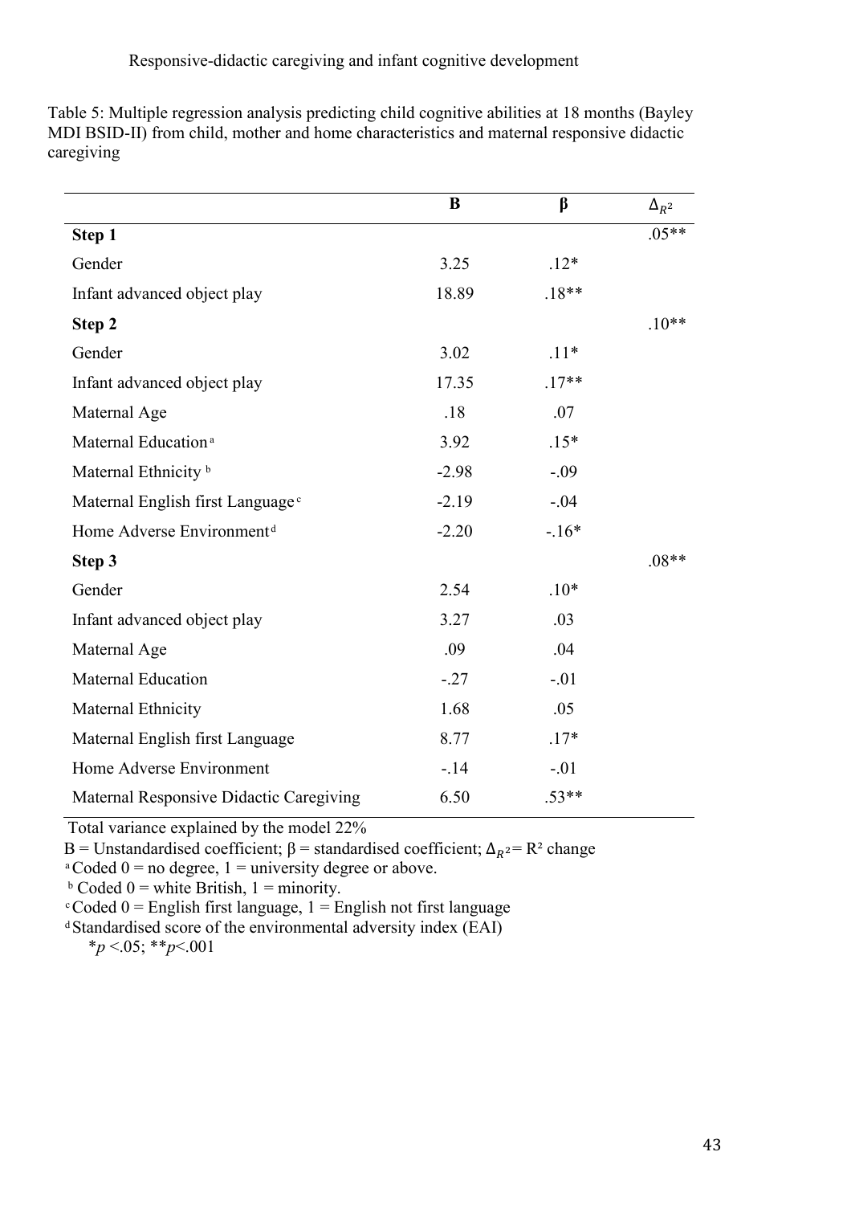Table 5: Multiple regression analysis predicting child cognitive abilities at 18 months (Bayley MDI BSID-II) from child, mother and home characteristics and maternal responsive didactic caregiving

| | **B** | **β** | $\Delta_{R^2}$ |
|---|---|---|---|
| **Step 1** | | | .05** |
| Gender | 3.25 | .12* | |
| Infant advanced object play | 18.89 | .18** | |
| **Step 2** | | | .10** |
| Gender | 3.02 | .11* | |
| Infant advanced object play | 17.35 | .17** | |
| Maternal Age | .18 | .07 | |
| Maternal Education [a] | 3.92 | .15* | |
| Maternal Ethnicity [b] | -2.98 | -.09 | |
| Maternal English first Language [c] | -2.19 | -.04 | |
| Home Adverse Environment [d] | -2.20 | -.16* | |
| **Step 3** | | | .08** |
| Gender | 2.54 | .10* | |
| Infant advanced object play | 3.27 | .03 | |
| Maternal Age | .09 | .04 | |
| Maternal Education | -.27 | -.01 | |
| Maternal Ethnicity | 1.68 | .05 | |
| Maternal English first Language | 8.77 | .17* | |
| Home Adverse Environment | -.14 | -.01 | |
| Maternal Responsive Didactic Caregiving | 6.50 | .53** | |

Total variance explained by the model 22%

B = Unstandardised coefficient; β = standardised coefficient; $\Delta_{R^2}$ = $R^2$ change

[a] Coded 0 = no degree, 1 = university degree or above.

[b] Coded 0 = white British, 1 = minority.

[c] Coded 0 = English first language, 1 = English not first language

[d] Standardised score of the environmental adversity index (EAI)

*$p$ <.05; **$p$<.001